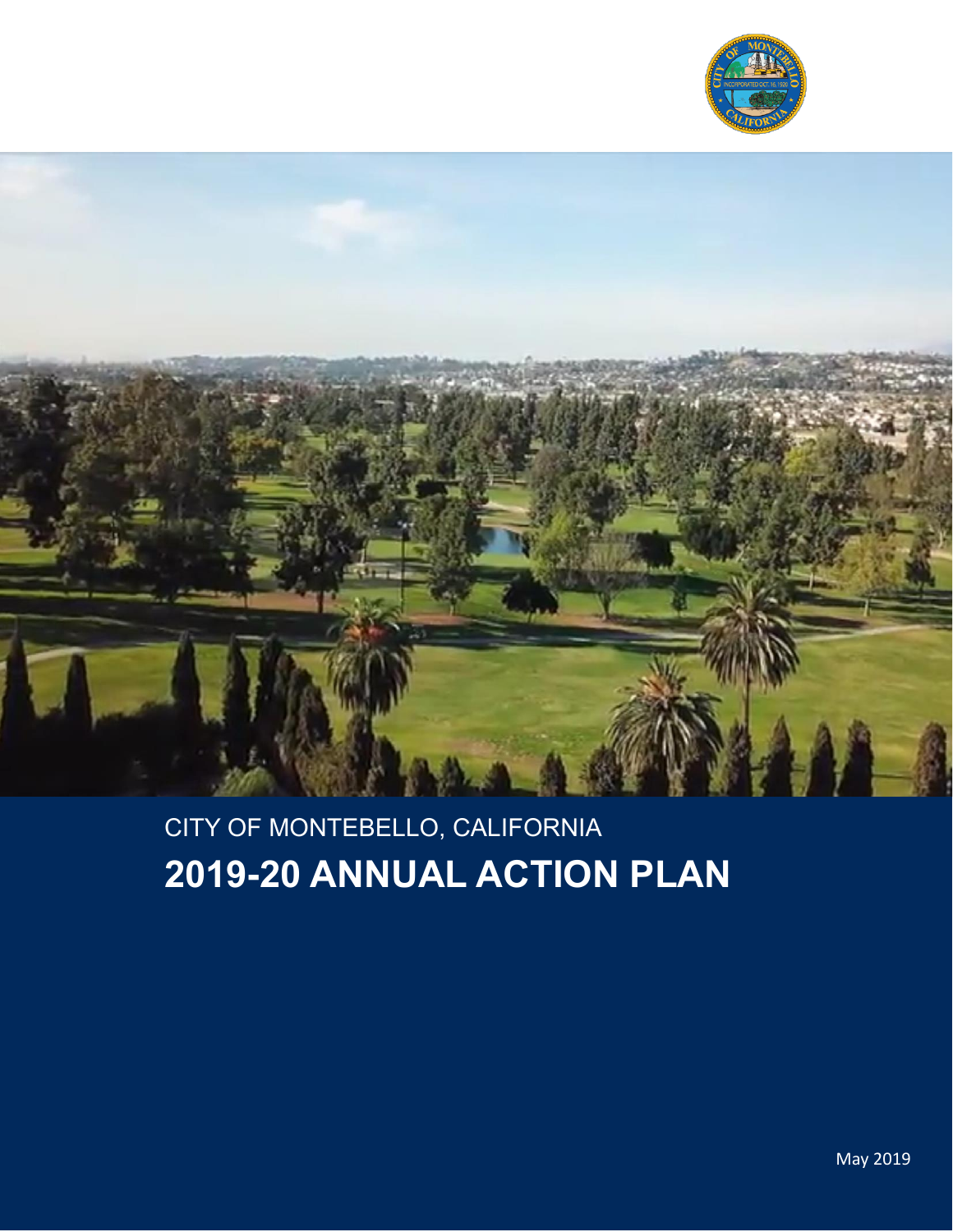CITY OF MONTEBELLO, CALIFORNIA

# 2019-20 ANNUAL ACTION PLAN

May 2019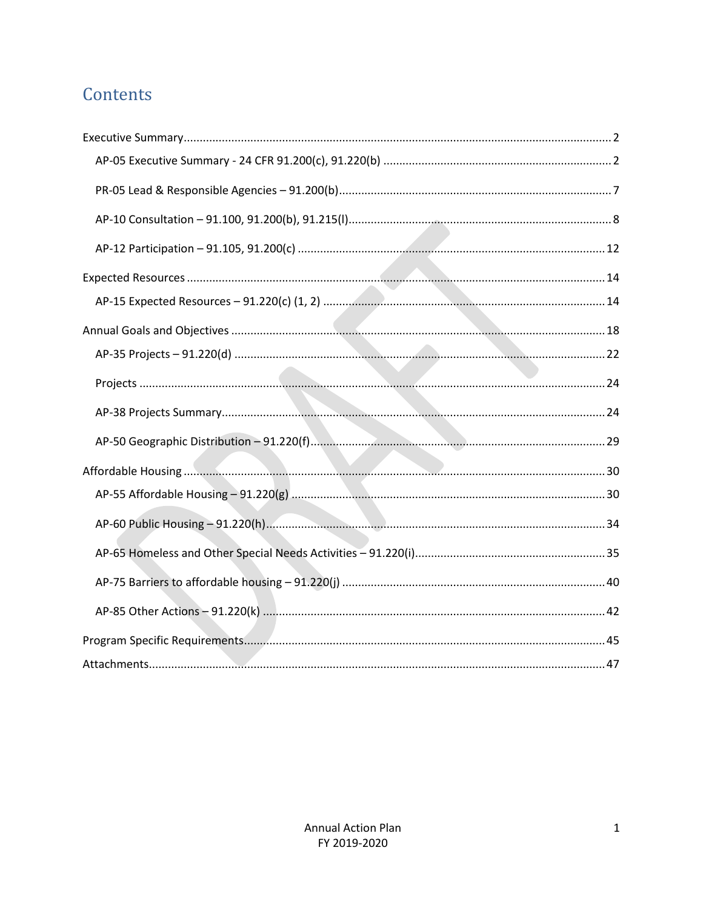# Contents

Executive Summary ..... 2

- AP-05 Executive Summary - 24 CFR 91.200(c), 91.220(b) ..... 2
- PR-05 Lead & Responsible Agencies – 91.200(b) ..... 7
- AP-10 Consultation – 91.100, 91.200(b), 91.215(l) ..... 8
- AP-12 Participation – 91.105, 91.200(c) ..... 12

Expected Resources ..... 14

- AP-15 Expected Resources – 91.220(c) (1, 2) ..... 14

Annual Goals and Objectives ..... 18

- AP-35 Projects – 91.220(d) ..... 22
- Projects ..... 24
- AP-38 Projects Summary ..... 24
- AP-50 Geographic Distribution – 91.220(f) ..... 29

Affordable Housing ..... 30

- AP-55 Affordable Housing – 91.220(g) ..... 30
- AP-60 Public Housing – 91.220(h) ..... 34
- AP-65 Homeless and Other Special Needs Activities – 91.220(i) ..... 35
- AP-75 Barriers to affordable housing – 91.220(j) ..... 40
- AP-85 Other Actions – 91.220(k) ..... 42

Program Specific Requirements ..... 45

Attachments ..... 47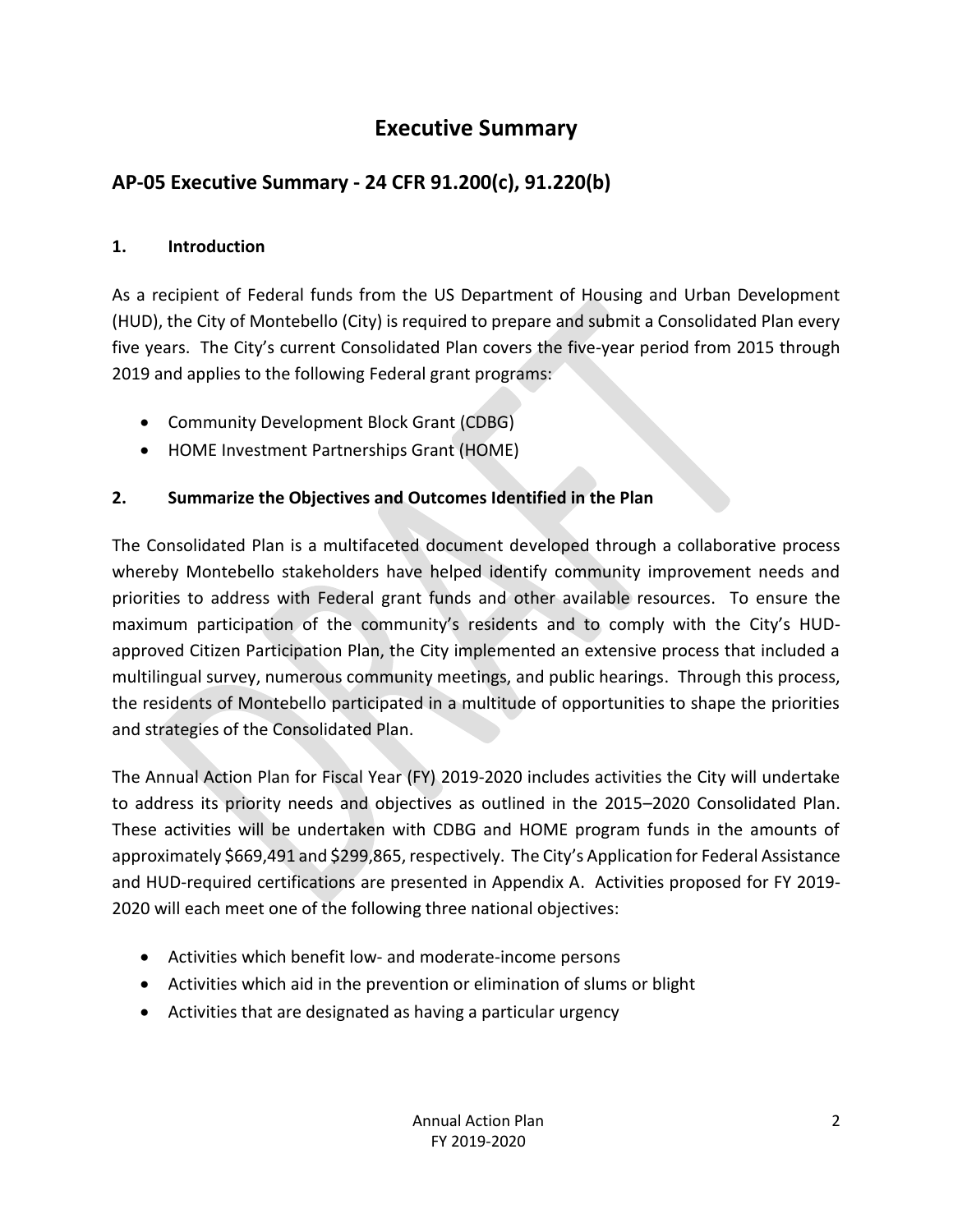# Executive Summary

## AP-05 Executive Summary - 24 CFR 91.200(c), 91.220(b)

### 1. Introduction

As a recipient of Federal funds from the US Department of Housing and Urban Development (HUD), the City of Montebello (City) is required to prepare and submit a Consolidated Plan every five years. The City's current Consolidated Plan covers the five-year period from 2015 through 2019 and applies to the following Federal grant programs:

- Community Development Block Grant (CDBG)
- HOME Investment Partnerships Grant (HOME)

### 2. Summarize the Objectives and Outcomes Identified in the Plan

The Consolidated Plan is a multifaceted document developed through a collaborative process whereby Montebello stakeholders have helped identify community improvement needs and priorities to address with Federal grant funds and other available resources. To ensure the maximum participation of the community's residents and to comply with the City's HUD-approved Citizen Participation Plan, the City implemented an extensive process that included a multilingual survey, numerous community meetings, and public hearings. Through this process, the residents of Montebello participated in a multitude of opportunities to shape the priorities and strategies of the Consolidated Plan.

The Annual Action Plan for Fiscal Year (FY) 2019-2020 includes activities the City will undertake to address its priority needs and objectives as outlined in the 2015–2020 Consolidated Plan. These activities will be undertaken with CDBG and HOME program funds in the amounts of approximately $669,491 and $299,865, respectively. The City's Application for Federal Assistance and HUD-required certifications are presented in Appendix A. Activities proposed for FY 2019-2020 will each meet one of the following three national objectives:

- Activities which benefit low- and moderate-income persons
- Activities which aid in the prevention or elimination of slums or blight
- Activities that are designated as having a particular urgency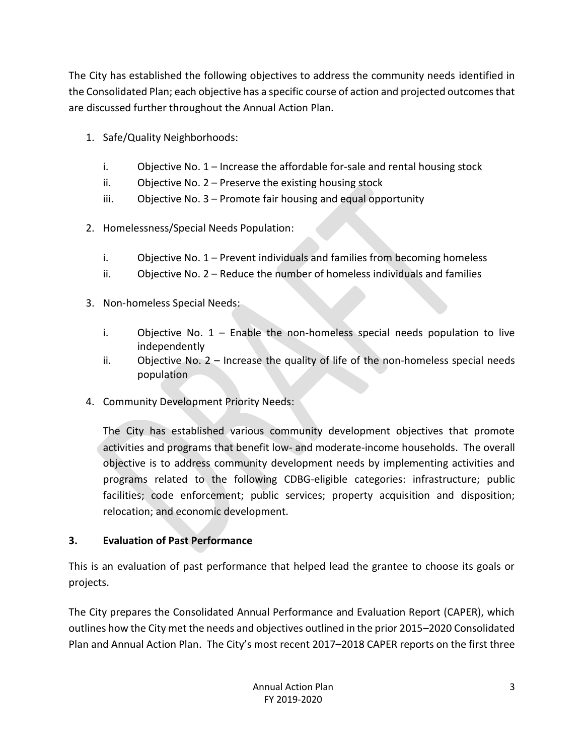The City has established the following objectives to address the community needs identified in the Consolidated Plan; each objective has a specific course of action and projected outcomes that are discussed further throughout the Annual Action Plan.

1. Safe/Quality Neighborhoods:

   i. Objective No. 1 – Increase the affordable for-sale and rental housing stock
   ii. Objective No. 2 – Preserve the existing housing stock
   iii. Objective No. 3 – Promote fair housing and equal opportunity

2. Homelessness/Special Needs Population:

   i. Objective No. 1 – Prevent individuals and families from becoming homeless
   ii. Objective No. 2 – Reduce the number of homeless individuals and families

3. Non-homeless Special Needs:

   i. Objective No. 1 – Enable the non-homeless special needs population to live independently
   ii. Objective No. 2 – Increase the quality of life of the non-homeless special needs population

4. Community Development Priority Needs:

   The City has established various community development objectives that promote activities and programs that benefit low- and moderate-income households. The overall objective is to address community development needs by implementing activities and programs related to the following CDBG-eligible categories: infrastructure; public facilities; code enforcement; public services; property acquisition and disposition; relocation; and economic development.

### 3. Evaluation of Past Performance

This is an evaluation of past performance that helped lead the grantee to choose its goals or projects.

The City prepares the Consolidated Annual Performance and Evaluation Report (CAPER), which outlines how the City met the needs and objectives outlined in the prior 2015–2020 Consolidated Plan and Annual Action Plan. The City's most recent 2017–2018 CAPER reports on the first three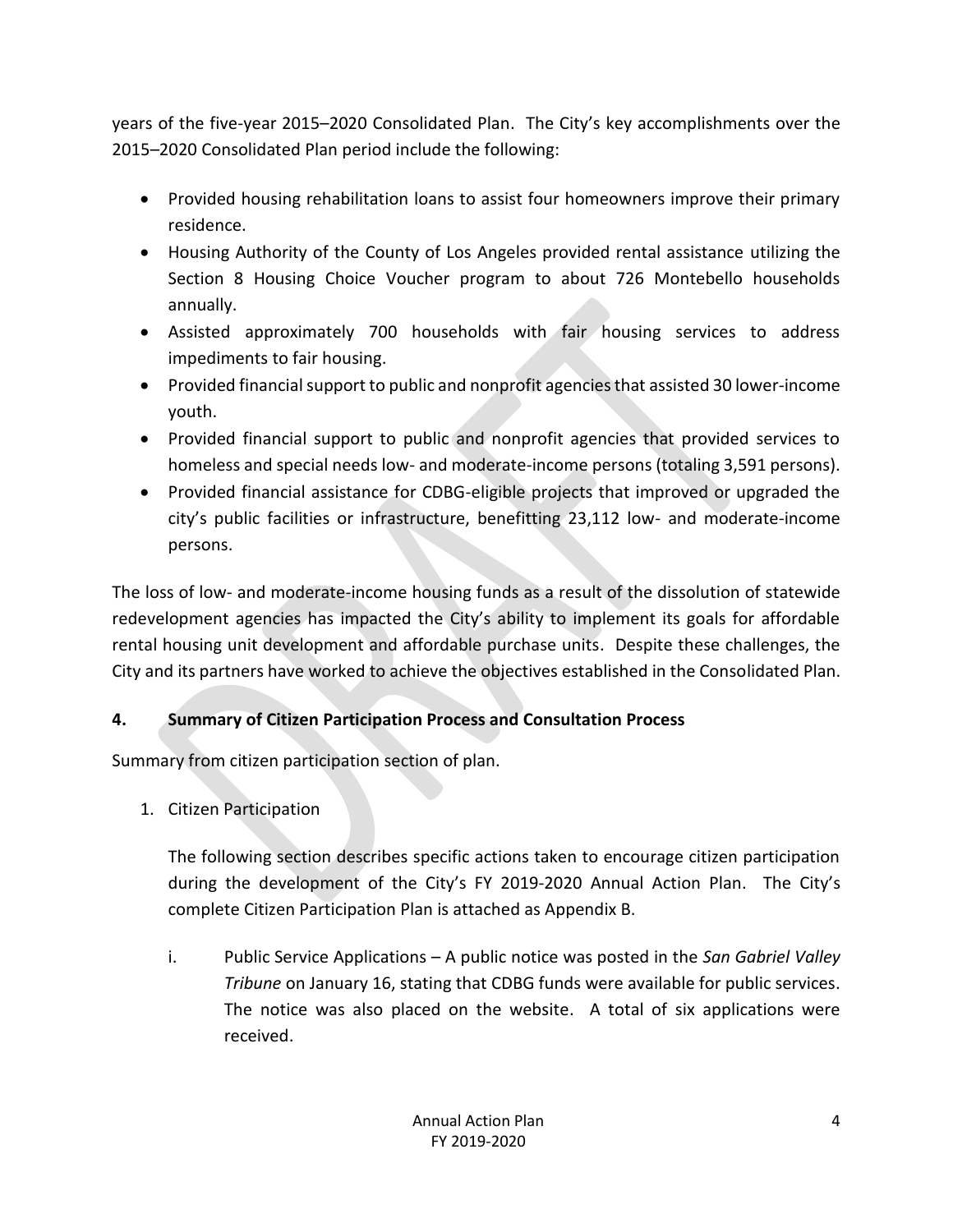years of the five-year 2015–2020 Consolidated Plan. The City's key accomplishments over the 2015–2020 Consolidated Plan period include the following:

- Provided housing rehabilitation loans to assist four homeowners improve their primary residence.
- Housing Authority of the County of Los Angeles provided rental assistance utilizing the Section 8 Housing Choice Voucher program to about 726 Montebello households annually.
- Assisted approximately 700 households with fair housing services to address impediments to fair housing.
- Provided financial support to public and nonprofit agencies that assisted 30 lower-income youth.
- Provided financial support to public and nonprofit agencies that provided services to homeless and special needs low- and moderate-income persons (totaling 3,591 persons).
- Provided financial assistance for CDBG-eligible projects that improved or upgraded the city's public facilities or infrastructure, benefitting 23,112 low- and moderate-income persons.

The loss of low- and moderate-income housing funds as a result of the dissolution of statewide redevelopment agencies has impacted the City's ability to implement its goals for affordable rental housing unit development and affordable purchase units. Despite these challenges, the City and its partners have worked to achieve the objectives established in the Consolidated Plan.

**4. Summary of Citizen Participation Process and Consultation Process**

Summary from citizen participation section of plan.

1. Citizen Participation

   The following section describes specific actions taken to encourage citizen participation during the development of the City's FY 2019-2020 Annual Action Plan. The City's complete Citizen Participation Plan is attached as Appendix B.

   i. Public Service Applications – A public notice was posted in the *San Gabriel Valley Tribune* on January 16, stating that CDBG funds were available for public services. The notice was also placed on the website. A total of six applications were received.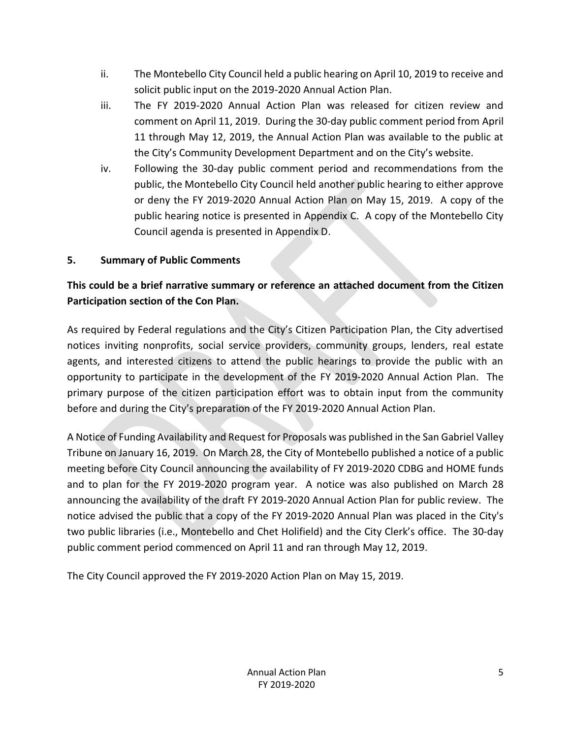ii. The Montebello City Council held a public hearing on April 10, 2019 to receive and solicit public input on the 2019-2020 Annual Action Plan.

iii. The FY 2019-2020 Annual Action Plan was released for citizen review and comment on April 11, 2019. During the 30-day public comment period from April 11 through May 12, 2019, the Annual Action Plan was available to the public at the City's Community Development Department and on the City's website.

iv. Following the 30-day public comment period and recommendations from the public, the Montebello City Council held another public hearing to either approve or deny the FY 2019-2020 Annual Action Plan on May 15, 2019. A copy of the public hearing notice is presented in Appendix C. A copy of the Montebello City Council agenda is presented in Appendix D.

## 5. Summary of Public Comments

**This could be a brief narrative summary or reference an attached document from the Citizen Participation section of the Con Plan.**

As required by Federal regulations and the City's Citizen Participation Plan, the City advertised notices inviting nonprofits, social service providers, community groups, lenders, real estate agents, and interested citizens to attend the public hearings to provide the public with an opportunity to participate in the development of the FY 2019-2020 Annual Action Plan. The primary purpose of the citizen participation effort was to obtain input from the community before and during the City's preparation of the FY 2019-2020 Annual Action Plan.

A Notice of Funding Availability and Request for Proposals was published in the San Gabriel Valley Tribune on January 16, 2019. On March 28, the City of Montebello published a notice of a public meeting before City Council announcing the availability of FY 2019-2020 CDBG and HOME funds and to plan for the FY 2019-2020 program year. A notice was also published on March 28 announcing the availability of the draft FY 2019-2020 Annual Action Plan for public review. The notice advised the public that a copy of the FY 2019-2020 Annual Plan was placed in the City's two public libraries (i.e., Montebello and Chet Holifield) and the City Clerk's office. The 30-day public comment period commenced on April 11 and ran through May 12, 2019.

The City Council approved the FY 2019-2020 Action Plan on May 15, 2019.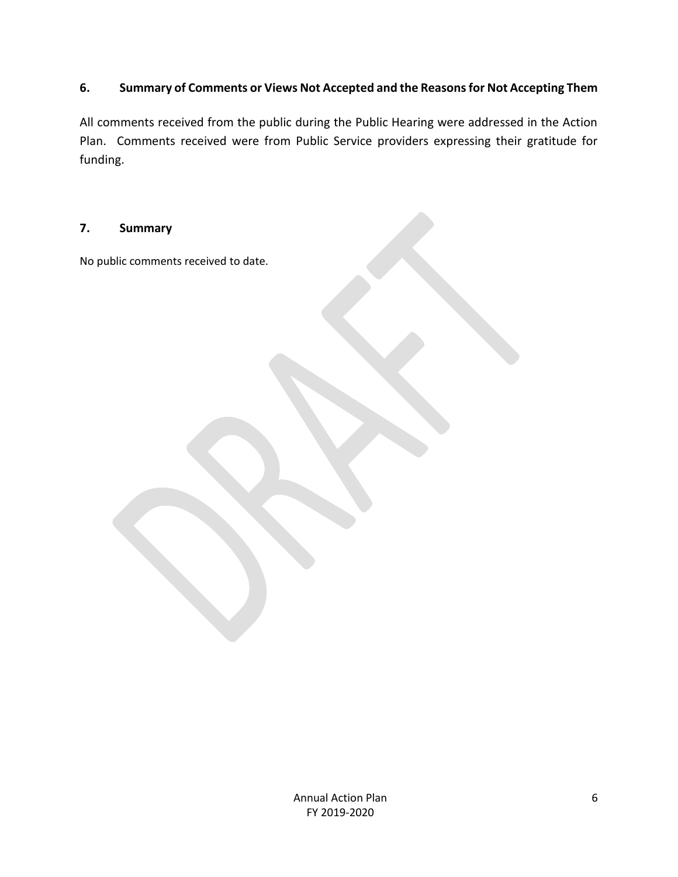## 6. Summary of Comments or Views Not Accepted and the Reasons for Not Accepting Them

All comments received from the public during the Public Hearing were addressed in the Action Plan. Comments received were from Public Service providers expressing their gratitude for funding.

## 7. Summary

No public comments received to date.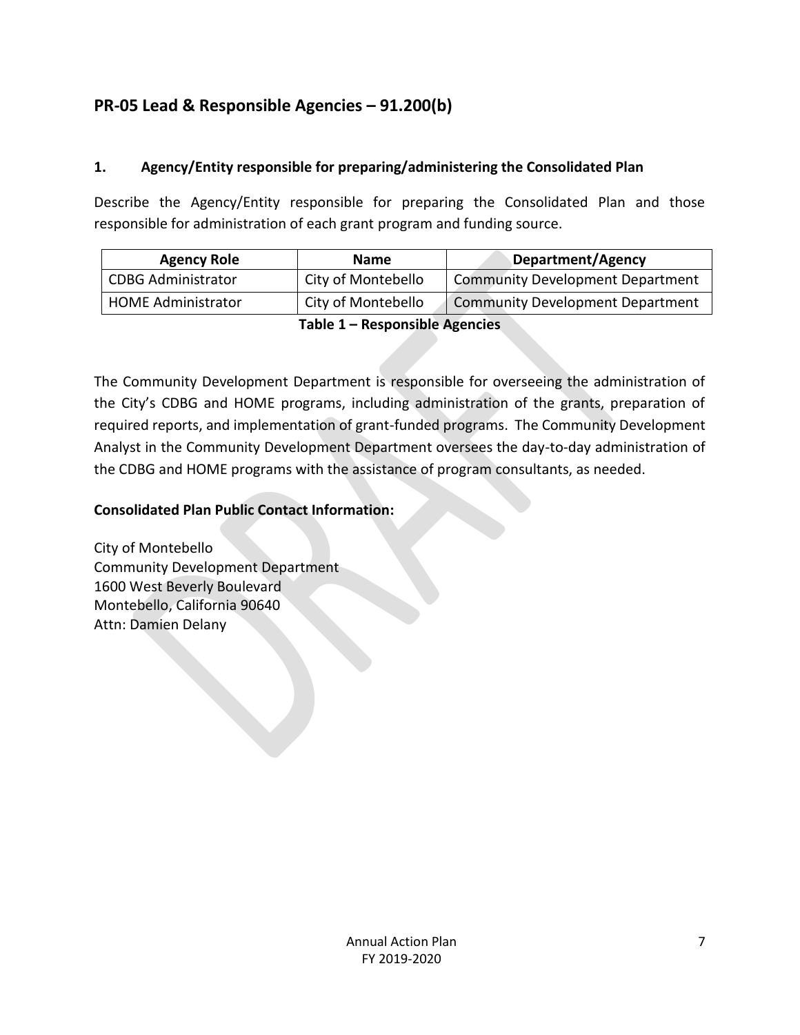## PR-05 Lead & Responsible Agencies – 91.200(b)

### 1. Agency/Entity responsible for preparing/administering the Consolidated Plan

Describe the Agency/Entity responsible for preparing the Consolidated Plan and those responsible for administration of each grant program and funding source.

| Agency Role | Name | Department/Agency |
|---|---|---|
| CDBG Administrator | City of Montebello | Community Development Department |
| HOME Administrator | City of Montebello | Community Development Department |

**Table 1 – Responsible Agencies**

The Community Development Department is responsible for overseeing the administration of the City's CDBG and HOME programs, including administration of the grants, preparation of required reports, and implementation of grant-funded programs. The Community Development Analyst in the Community Development Department oversees the day-to-day administration of the CDBG and HOME programs with the assistance of program consultants, as needed.

**Consolidated Plan Public Contact Information:**

City of Montebello
Community Development Department
1600 West Beverly Boulevard
Montebello, California 90640
Attn: Damien Delany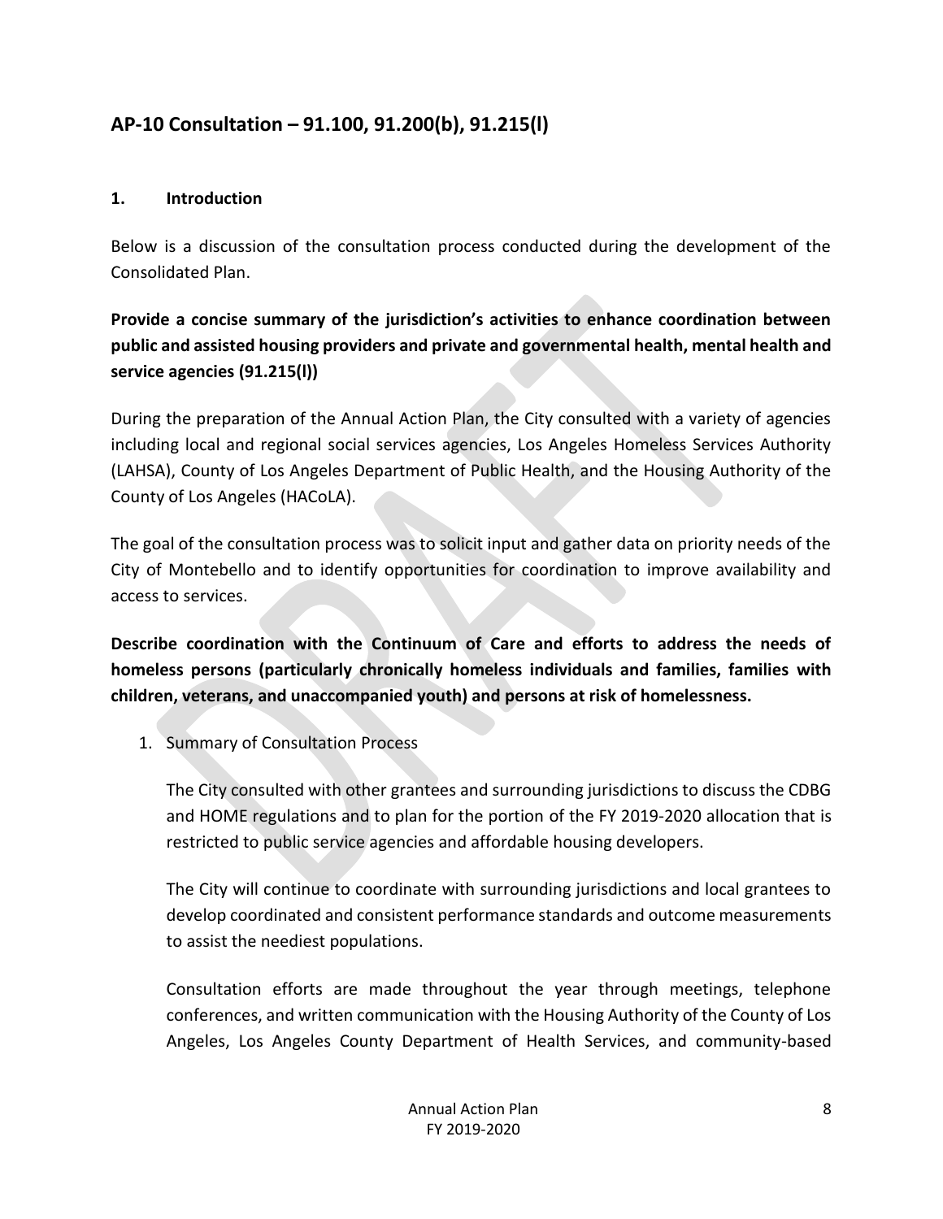## AP-10 Consultation – 91.100, 91.200(b), 91.215(l)

### 1. Introduction

Below is a discussion of the consultation process conducted during the development of the Consolidated Plan.

**Provide a concise summary of the jurisdiction's activities to enhance coordination between public and assisted housing providers and private and governmental health, mental health and service agencies (91.215(l))**

During the preparation of the Annual Action Plan, the City consulted with a variety of agencies including local and regional social services agencies, Los Angeles Homeless Services Authority (LAHSA), County of Los Angeles Department of Public Health, and the Housing Authority of the County of Los Angeles (HACoLA).

The goal of the consultation process was to solicit input and gather data on priority needs of the City of Montebello and to identify opportunities for coordination to improve availability and access to services.

**Describe coordination with the Continuum of Care and efforts to address the needs of homeless persons (particularly chronically homeless individuals and families, families with children, veterans, and unaccompanied youth) and persons at risk of homelessness.**

1. Summary of Consultation Process

   The City consulted with other grantees and surrounding jurisdictions to discuss the CDBG and HOME regulations and to plan for the portion of the FY 2019-2020 allocation that is restricted to public service agencies and affordable housing developers.

   The City will continue to coordinate with surrounding jurisdictions and local grantees to develop coordinated and consistent performance standards and outcome measurements to assist the neediest populations.

   Consultation efforts are made throughout the year through meetings, telephone conferences, and written communication with the Housing Authority of the County of Los Angeles, Los Angeles County Department of Health Services, and community-based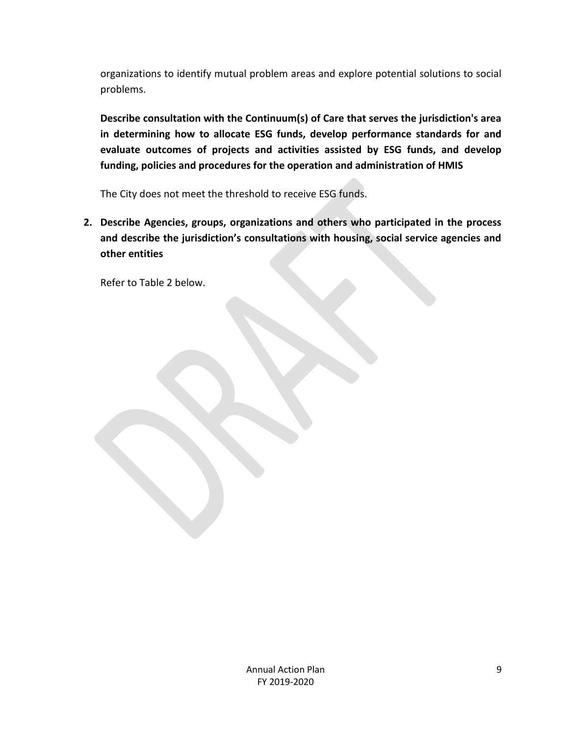organizations to identify mutual problem areas and explore potential solutions to social problems.

**Describe consultation with the Continuum(s) of Care that serves the jurisdiction's area in determining how to allocate ESG funds, develop performance standards for and evaluate outcomes of projects and activities assisted by ESG funds, and develop funding, policies and procedures for the operation and administration of HMIS**

The City does not meet the threshold to receive ESG funds.

**2. Describe Agencies, groups, organizations and others who participated in the process and describe the jurisdiction's consultations with housing, social service agencies and other entities**

Refer to Table 2 below.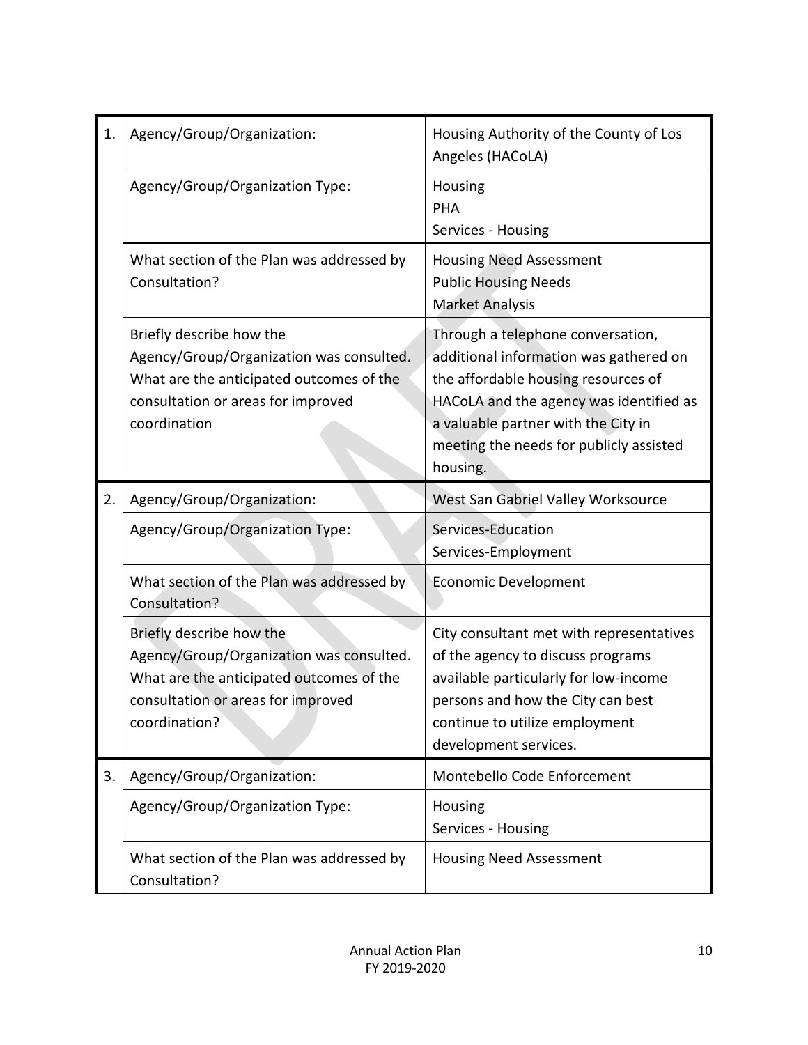| | | |
|---|---|---|
| 1. | Agency/Group/Organization: | Housing Authority of the County of Los Angeles (HACoLA) |
| | Agency/Group/Organization Type: | Housing<br>PHA<br>Services - Housing |
| | What section of the Plan was addressed by Consultation? | Housing Need Assessment<br>Public Housing Needs<br>Market Analysis |
| | Briefly describe how the Agency/Group/Organization was consulted. What are the anticipated outcomes of the consultation or areas for improved coordination | Through a telephone conversation, additional information was gathered on the affordable housing resources of HACoLA and the agency was identified as a valuable partner with the City in meeting the needs for publicly assisted housing. |
| 2. | Agency/Group/Organization: | West San Gabriel Valley Worksource |
| | Agency/Group/Organization Type: | Services-Education<br>Services-Employment |
| | What section of the Plan was addressed by Consultation? | Economic Development |
| | Briefly describe how the Agency/Group/Organization was consulted. What are the anticipated outcomes of the consultation or areas for improved coordination? | City consultant met with representatives of the agency to discuss programs available particularly for low-income persons and how the City can best continue to utilize employment development services. |
| 3. | Agency/Group/Organization: | Montebello Code Enforcement |
| | Agency/Group/Organization Type: | Housing<br>Services - Housing |
| | What section of the Plan was addressed by Consultation? | Housing Need Assessment |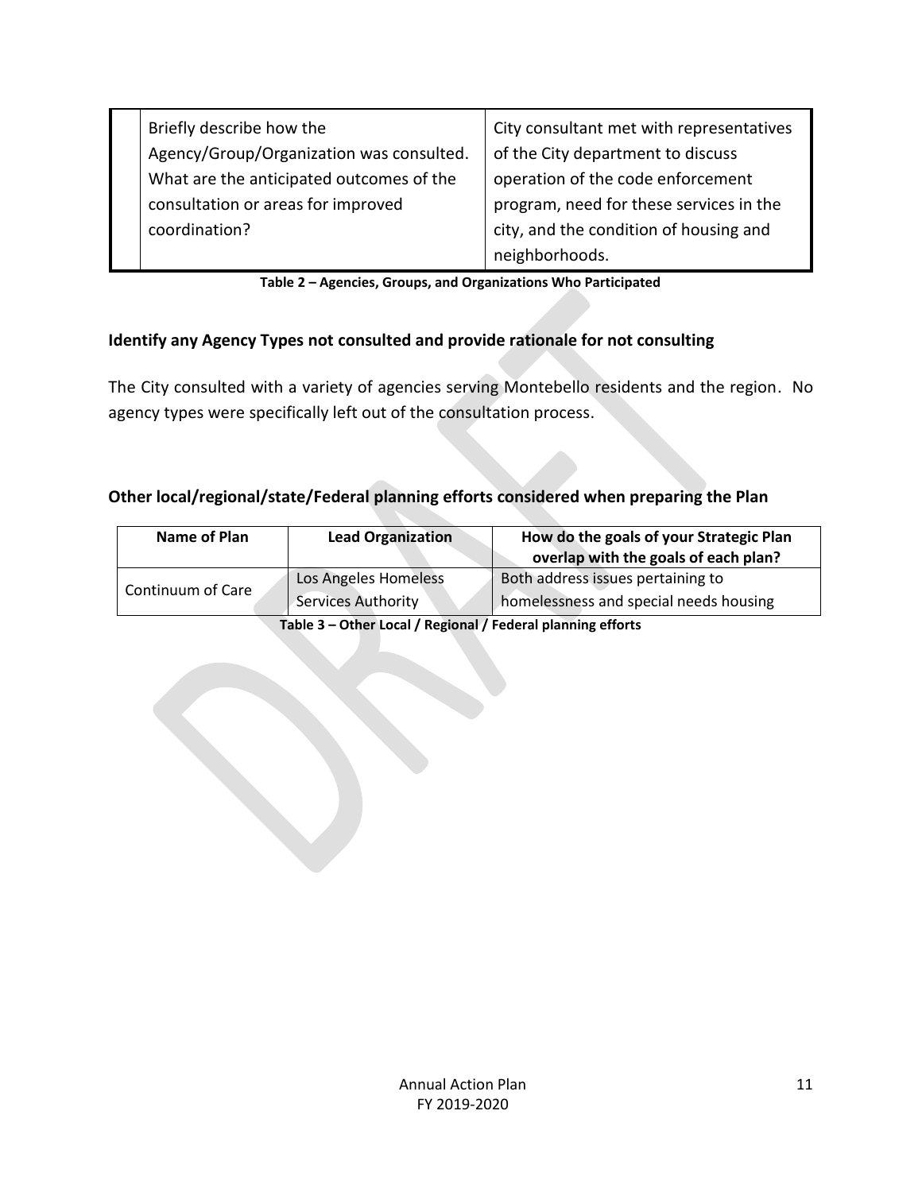| | Briefly describe how the Agency/Group/Organization was consulted. What are the anticipated outcomes of the consultation or areas for improved coordination? | City consultant met with representatives of the City department to discuss operation of the code enforcement program, need for these services in the city, and the condition of housing and neighborhoods. |
|---|---|---|

**Table 2 – Agencies, Groups, and Organizations Who Participated**

### Identify any Agency Types not consulted and provide rationale for not consulting

The City consulted with a variety of agencies serving Montebello residents and the region. No agency types were specifically left out of the consultation process.

### Other local/regional/state/Federal planning efforts considered when preparing the Plan

| Name of Plan | Lead Organization | How do the goals of your Strategic Plan overlap with the goals of each plan? |
|---|---|---|
| Continuum of Care | Los Angeles Homeless Services Authority | Both address issues pertaining to homelessness and special needs housing |

**Table 3 – Other Local / Regional / Federal planning efforts**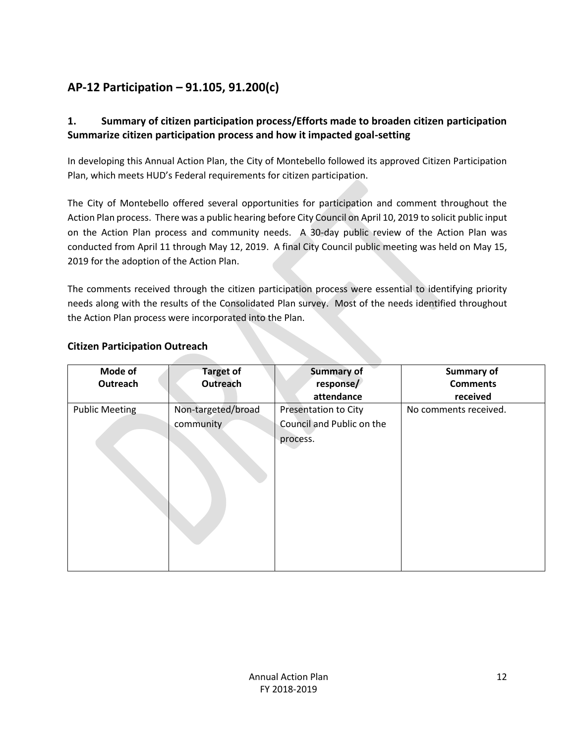## AP-12 Participation – 91.105, 91.200(c)

### 1. Summary of citizen participation process/Efforts made to broaden citizen participation Summarize citizen participation process and how it impacted goal-setting

In developing this Annual Action Plan, the City of Montebello followed its approved Citizen Participation Plan, which meets HUD's Federal requirements for citizen participation.

The City of Montebello offered several opportunities for participation and comment throughout the Action Plan process. There was a public hearing before City Council on April 10, 2019 to solicit public input on the Action Plan process and community needs. A 30-day public review of the Action Plan was conducted from April 11 through May 12, 2019. A final City Council public meeting was held on May 15, 2019 for the adoption of the Action Plan.

The comments received through the citizen participation process were essential to identifying priority needs along with the results of the Consolidated Plan survey. Most of the needs identified throughout the Action Plan process were incorporated into the Plan.

### Citizen Participation Outreach

| Mode of Outreach | Target of Outreach | Summary of response/ attendance | Summary of Comments received |
|---|---|---|---|
| Public Meeting | Non-targeted/broad community | Presentation to City Council and Public on the process. | No comments received. |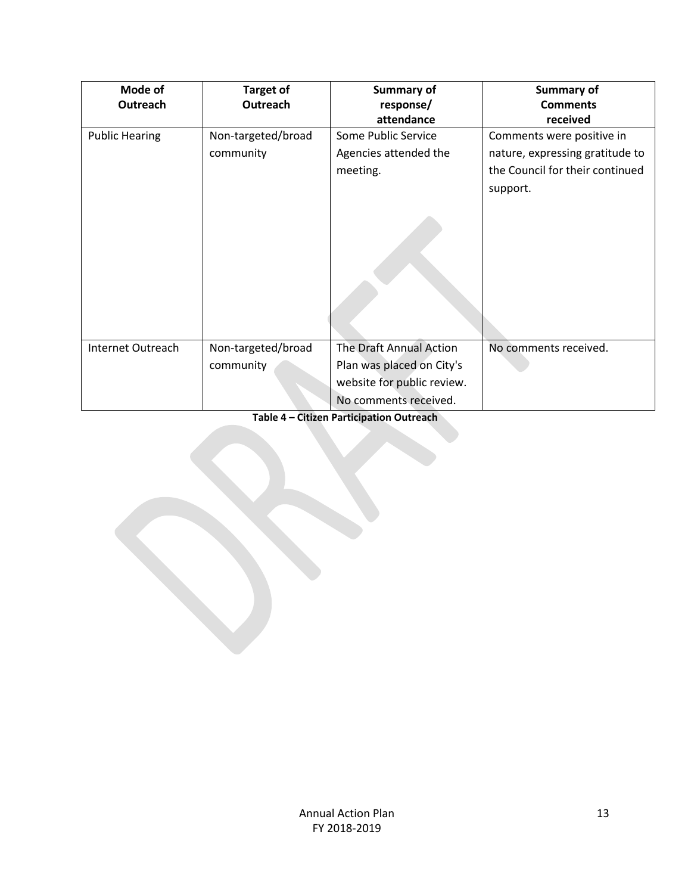| Mode of Outreach | Target of Outreach | Summary of response/ attendance | Summary of Comments received |
| --- | --- | --- | --- |
| Public Hearing | Non-targeted/broad community | Some Public Service Agencies attended the meeting. | Comments were positive in nature, expressing gratitude to the Council for their continued support. |
| Internet Outreach | Non-targeted/broad community | The Draft Annual Action Plan was placed on City's website for public review. No comments received. | No comments received. |

**Table 4 – Citizen Participation Outreach**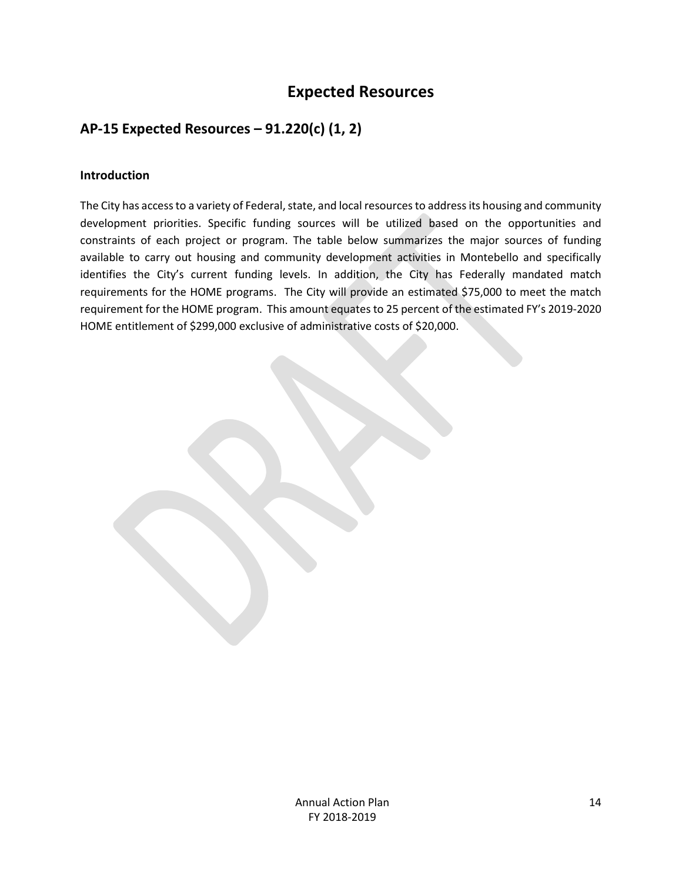# Expected Resources

## AP-15 Expected Resources – 91.220(c) (1, 2)

### Introduction

The City has access to a variety of Federal, state, and local resources to address its housing and community development priorities. Specific funding sources will be utilized based on the opportunities and constraints of each project or program. The table below summarizes the major sources of funding available to carry out housing and community development activities in Montebello and specifically identifies the City's current funding levels. In addition, the City has Federally mandated match requirements for the HOME programs. The City will provide an estimated $75,000 to meet the match requirement for the HOME program. This amount equates to 25 percent of the estimated FY's 2019-2020 HOME entitlement of $299,000 exclusive of administrative costs of $20,000.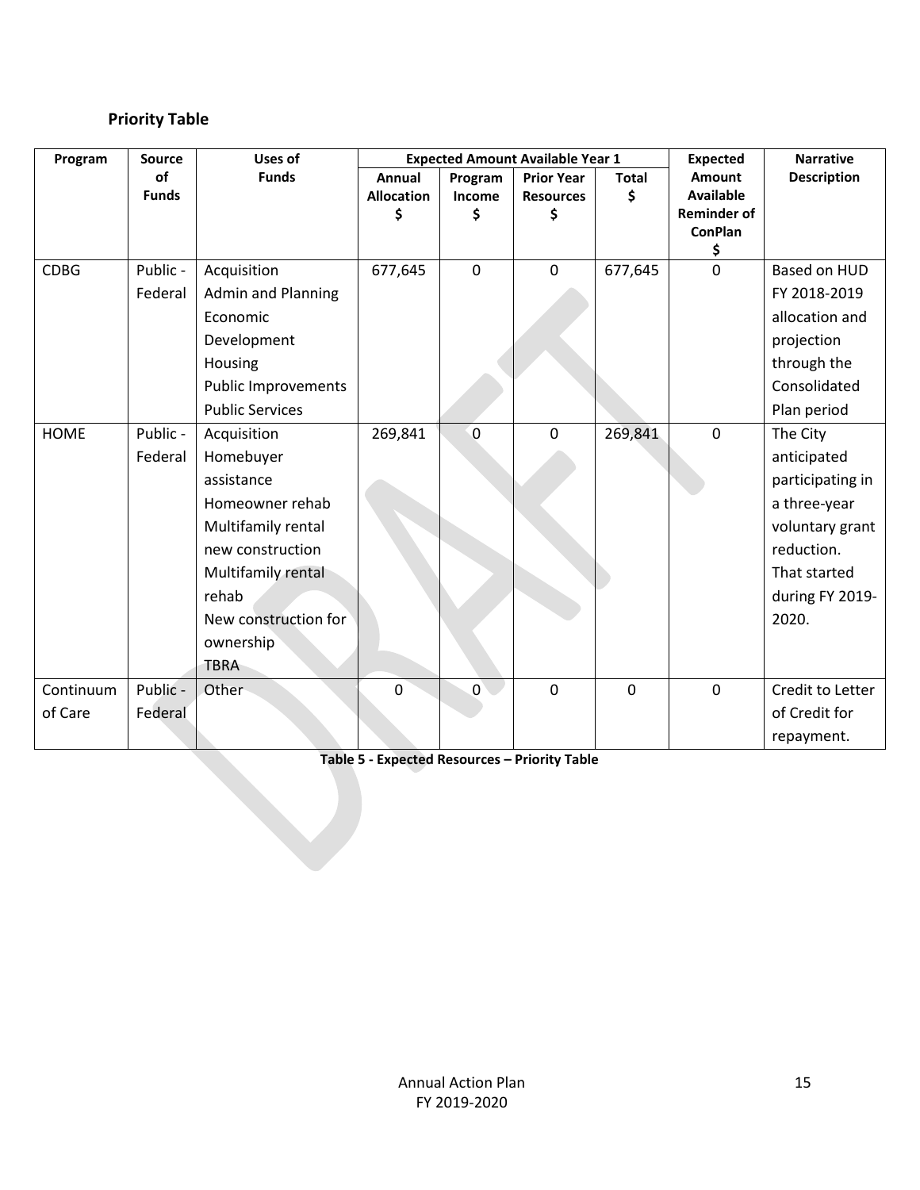## Priority Table

| Program | Source of Funds | Uses of Funds | Expected Amount Available Year 1 | | | | Expected Amount Available Reminder of ConPlan $ | Narrative Description |
|---|---|---|---|---|---|---|---|---|
| | | | Annual Allocation $ | Program Income $ | Prior Year Resources $ | Total $ | | |
| CDBG | Public - Federal | Acquisition<br>Admin and Planning<br>Economic Development<br>Housing<br>Public Improvements<br>Public Services | 677,645 | 0 | 0 | 677,645 | 0 | Based on HUD FY 2018-2019 allocation and projection through the Consolidated Plan period |
| HOME | Public - Federal | Acquisition<br>Homebuyer assistance<br>Homeowner rehab<br>Multifamily rental new construction<br>Multifamily rental rehab<br>New construction for ownership<br>TBRA | 269,841 | 0 | 0 | 269,841 | 0 | The City anticipated participating in a three-year voluntary grant reduction. That started during FY 2019-2020. |
| Continuum of Care | Public - Federal | Other | 0 | 0 | 0 | 0 | 0 | Credit to Letter of Credit for repayment. |

**Table 5 - Expected Resources – Priority Table**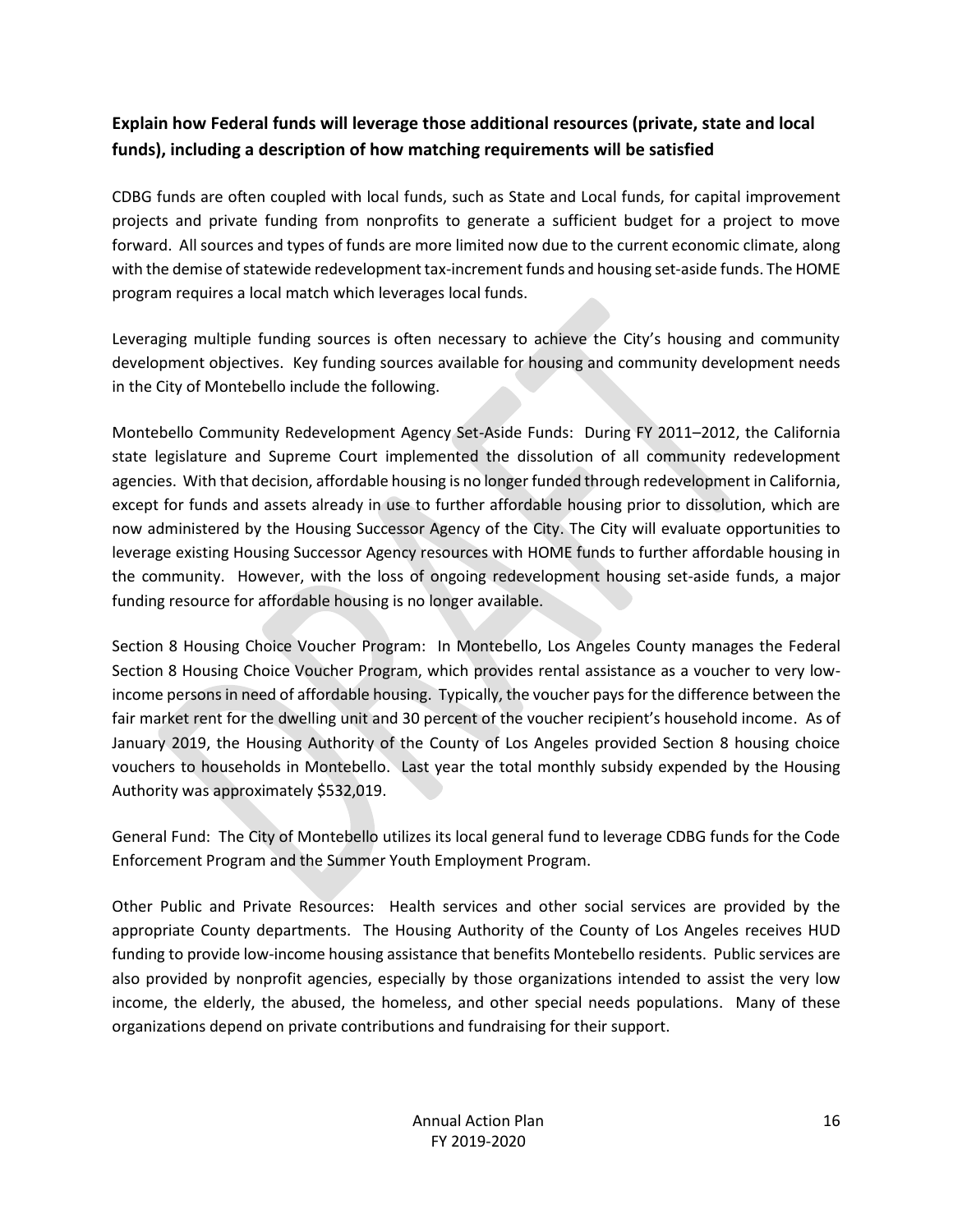### Explain how Federal funds will leverage those additional resources (private, state and local funds), including a description of how matching requirements will be satisfied

CDBG funds are often coupled with local funds, such as State and Local funds, for capital improvement projects and private funding from nonprofits to generate a sufficient budget for a project to move forward. All sources and types of funds are more limited now due to the current economic climate, along with the demise of statewide redevelopment tax-increment funds and housing set-aside funds. The HOME program requires a local match which leverages local funds.

Leveraging multiple funding sources is often necessary to achieve the City's housing and community development objectives. Key funding sources available for housing and community development needs in the City of Montebello include the following.

Montebello Community Redevelopment Agency Set-Aside Funds: During FY 2011–2012, the California state legislature and Supreme Court implemented the dissolution of all community redevelopment agencies. With that decision, affordable housing is no longer funded through redevelopment in California, except for funds and assets already in use to further affordable housing prior to dissolution, which are now administered by the Housing Successor Agency of the City. The City will evaluate opportunities to leverage existing Housing Successor Agency resources with HOME funds to further affordable housing in the community. However, with the loss of ongoing redevelopment housing set-aside funds, a major funding resource for affordable housing is no longer available.

Section 8 Housing Choice Voucher Program: In Montebello, Los Angeles County manages the Federal Section 8 Housing Choice Voucher Program, which provides rental assistance as a voucher to very low-income persons in need of affordable housing. Typically, the voucher pays for the difference between the fair market rent for the dwelling unit and 30 percent of the voucher recipient's household income. As of January 2019, the Housing Authority of the County of Los Angeles provided Section 8 housing choice vouchers to households in Montebello. Last year the total monthly subsidy expended by the Housing Authority was approximately $532,019.

General Fund: The City of Montebello utilizes its local general fund to leverage CDBG funds for the Code Enforcement Program and the Summer Youth Employment Program.

Other Public and Private Resources: Health services and other social services are provided by the appropriate County departments. The Housing Authority of the County of Los Angeles receives HUD funding to provide low-income housing assistance that benefits Montebello residents. Public services are also provided by nonprofit agencies, especially by those organizations intended to assist the very low income, the elderly, the abused, the homeless, and other special needs populations. Many of these organizations depend on private contributions and fundraising for their support.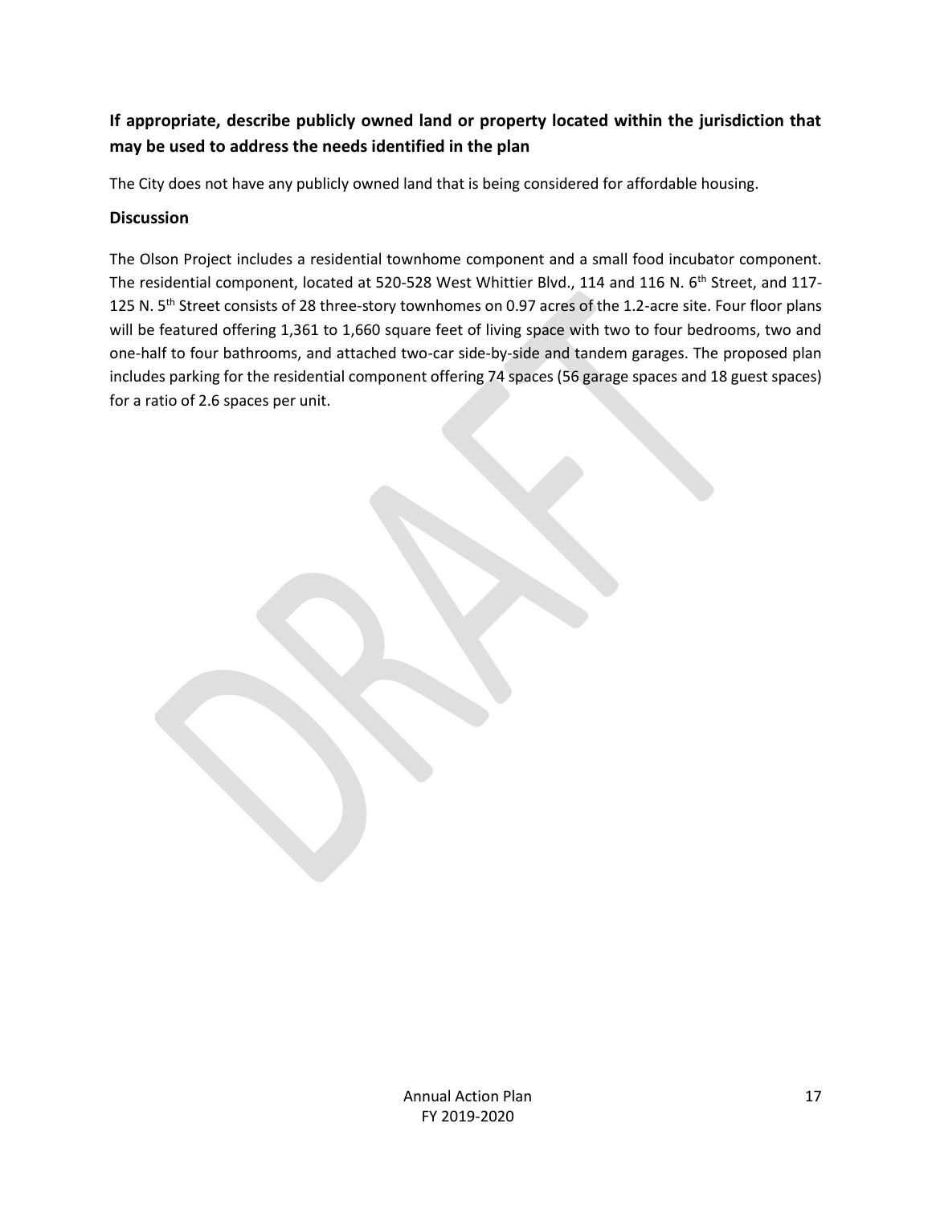## If appropriate, describe publicly owned land or property located within the jurisdiction that may be used to address the needs identified in the plan

The City does not have any publicly owned land that is being considered for affordable housing.

### Discussion

The Olson Project includes a residential townhome component and a small food incubator component. The residential component, located at 520-528 West Whittier Blvd., 114 and 116 N. 6th Street, and 117-125 N. 5th Street consists of 28 three-story townhomes on 0.97 acres of the 1.2-acre site. Four floor plans will be featured offering 1,361 to 1,660 square feet of living space with two to four bedrooms, two and one-half to four bathrooms, and attached two-car side-by-side and tandem garages. The proposed plan includes parking for the residential component offering 74 spaces (56 garage spaces and 18 guest spaces) for a ratio of 2.6 spaces per unit.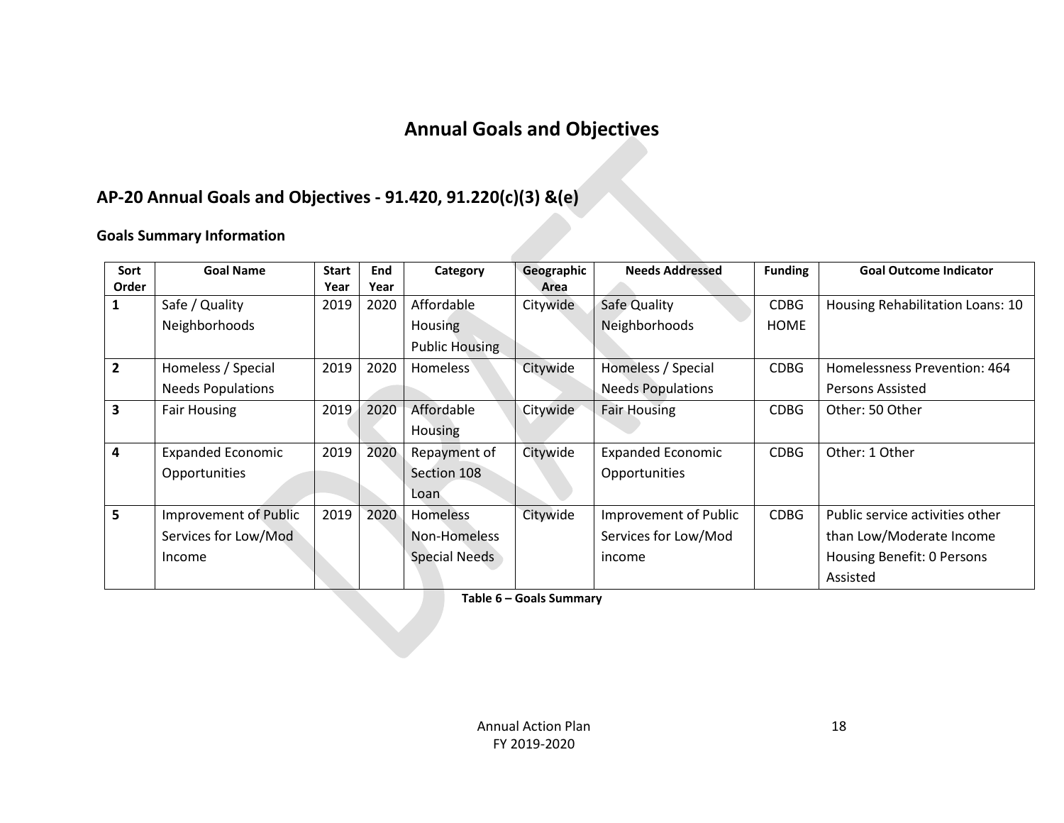# Annual Goals and Objectives

## AP-20 Annual Goals and Objectives - 91.420, 91.220(c)(3) &(e)

### Goals Summary Information

| Sort Order | Goal Name | Start Year | End Year | Category | Geographic Area | Needs Addressed | Funding | Goal Outcome Indicator |
|---|---|---|---|---|---|---|---|---|
| 1 | Safe / Quality Neighborhoods | 2019 | 2020 | Affordable Housing Public Housing | Citywide | Safe Quality Neighborhoods | CDBG HOME | Housing Rehabilitation Loans: 10 |
| 2 | Homeless / Special Needs Populations | 2019 | 2020 | Homeless | Citywide | Homeless / Special Needs Populations | CDBG | Homelessness Prevention: 464 Persons Assisted |
| 3 | Fair Housing | 2019 | 2020 | Affordable Housing | Citywide | Fair Housing | CDBG | Other: 50 Other |
| 4 | Expanded Economic Opportunities | 2019 | 2020 | Repayment of Section 108 Loan | Citywide | Expanded Economic Opportunities | CDBG | Other: 1 Other |
| 5 | Improvement of Public Services for Low/Mod Income | 2019 | 2020 | Homeless Non-Homeless Special Needs | Citywide | Improvement of Public Services for Low/Mod income | CDBG | Public service activities other than Low/Moderate Income Housing Benefit: 0 Persons Assisted |

**Table 6 – Goals Summary**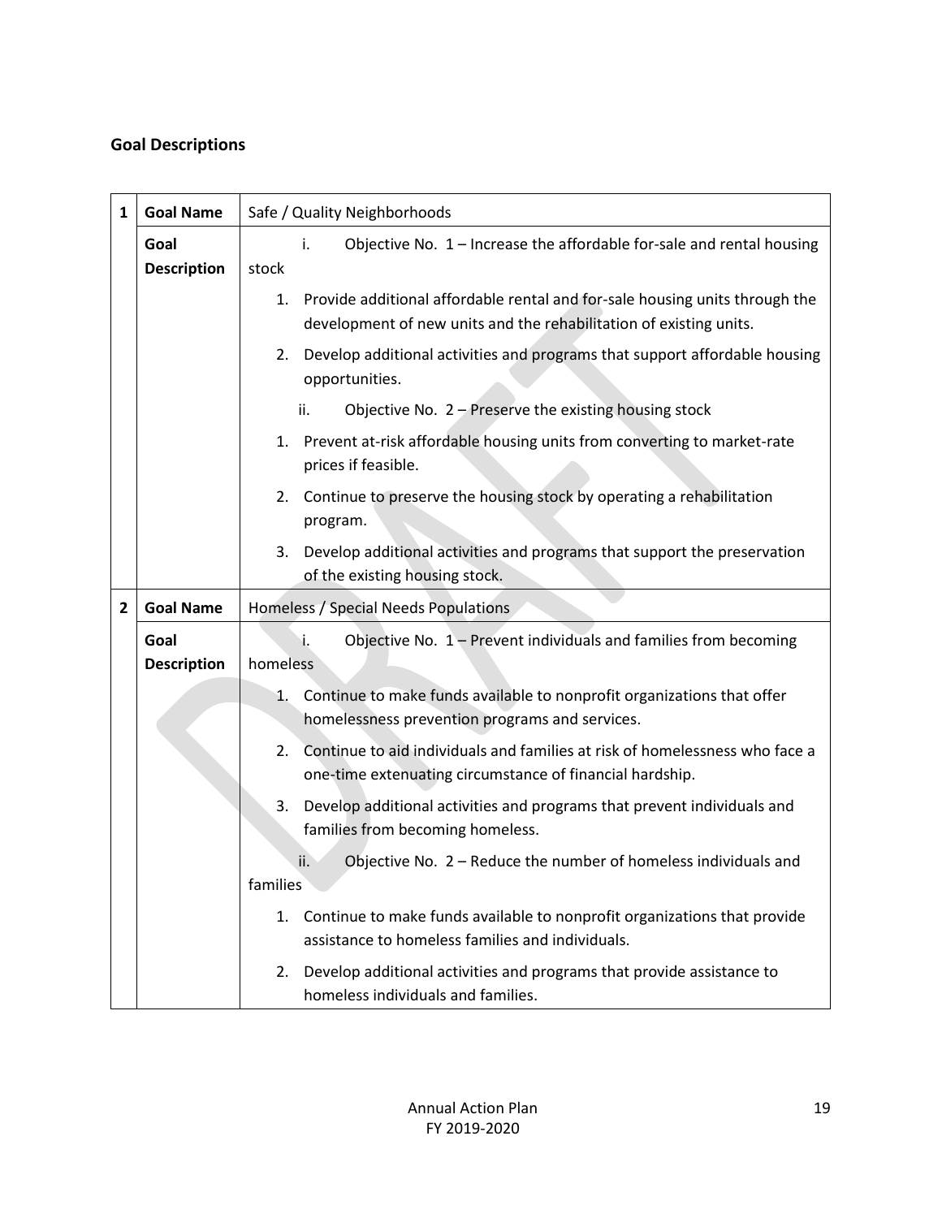## Goal Descriptions

| 1 | Goal Name | Safe / Quality Neighborhoods |
|---|---|---|
| | Goal Description | i. Objective No. 1 – Increase the affordable for-sale and rental housing stock<br><br>1. Provide additional affordable rental and for-sale housing units through the development of new units and the rehabilitation of existing units.<br>2. Develop additional activities and programs that support affordable housing opportunities.<br><br>ii. Objective No. 2 – Preserve the existing housing stock<br><br>1. Prevent at-risk affordable housing units from converting to market-rate prices if feasible.<br>2. Continue to preserve the housing stock by operating a rehabilitation program.<br>3. Develop additional activities and programs that support the preservation of the existing housing stock. |
| 2 | Goal Name | Homeless / Special Needs Populations |
| | Goal Description | i. Objective No. 1 – Prevent individuals and families from becoming homeless<br><br>1. Continue to make funds available to nonprofit organizations that offer homelessness prevention programs and services.<br>2. Continue to aid individuals and families at risk of homelessness who face a one-time extenuating circumstance of financial hardship.<br>3. Develop additional activities and programs that prevent individuals and families from becoming homeless.<br><br>ii. Objective No. 2 – Reduce the number of homeless individuals and families<br><br>1. Continue to make funds available to nonprofit organizations that provide assistance to homeless families and individuals.<br>2. Develop additional activities and programs that provide assistance to homeless individuals and families. |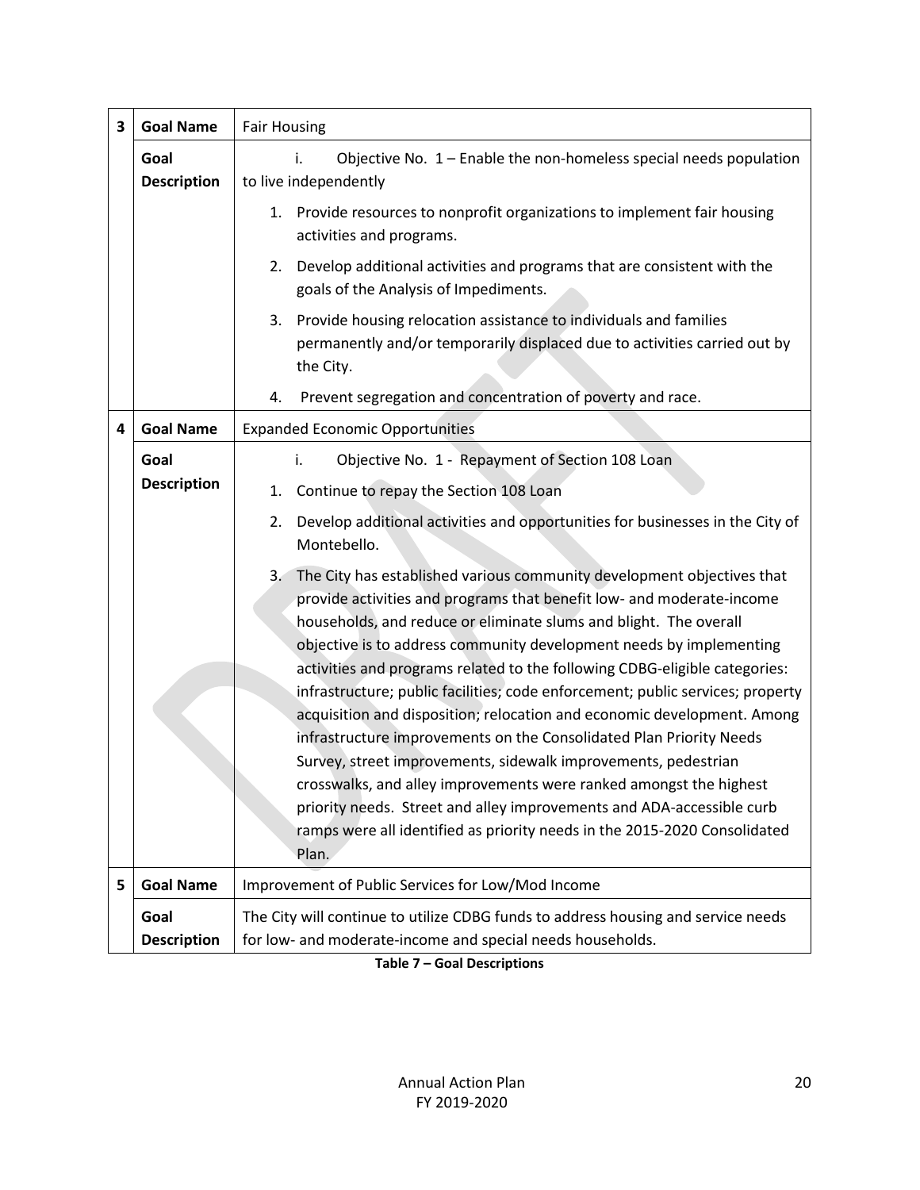| 3 | Goal Name | Fair Housing |
|---|---|---|
| | Goal Description | i. Objective No. 1 – Enable the non-homeless special needs population to live independently<br>1. Provide resources to nonprofit organizations to implement fair housing activities and programs.<br>2. Develop additional activities and programs that are consistent with the goals of the Analysis of Impediments.<br>3. Provide housing relocation assistance to individuals and families permanently and/or temporarily displaced due to activities carried out by the City.<br>4. Prevent segregation and concentration of poverty and race. |
| 4 | Goal Name | Expanded Economic Opportunities |
| | Goal Description | i. Objective No. 1 - Repayment of Section 108 Loan<br>1. Continue to repay the Section 108 Loan<br>2. Develop additional activities and opportunities for businesses in the City of Montebello.<br>3. The City has established various community development objectives that provide activities and programs that benefit low- and moderate-income households, and reduce or eliminate slums and blight. The overall objective is to address community development needs by implementing activities and programs related to the following CDBG-eligible categories: infrastructure; public facilities; code enforcement; public services; property acquisition and disposition; relocation and economic development. Among infrastructure improvements on the Consolidated Plan Priority Needs Survey, street improvements, sidewalk improvements, pedestrian crosswalks, and alley improvements were ranked amongst the highest priority needs. Street and alley improvements and ADA-accessible curb ramps were all identified as priority needs in the 2015-2020 Consolidated Plan. |
| 5 | Goal Name | Improvement of Public Services for Low/Mod Income |
| | Goal Description | The City will continue to utilize CDBG funds to address housing and service needs for low- and moderate-income and special needs households. |

**Table 7 – Goal Descriptions**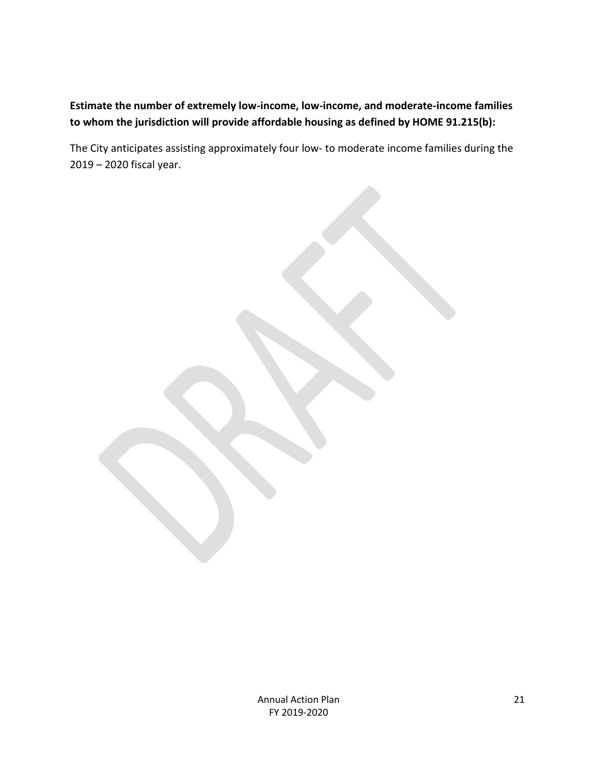**Estimate the number of extremely low-income, low-income, and moderate-income families to whom the jurisdiction will provide affordable housing as defined by HOME 91.215(b):**

The City anticipates assisting approximately four low- to moderate income families during the 2019 – 2020 fiscal year.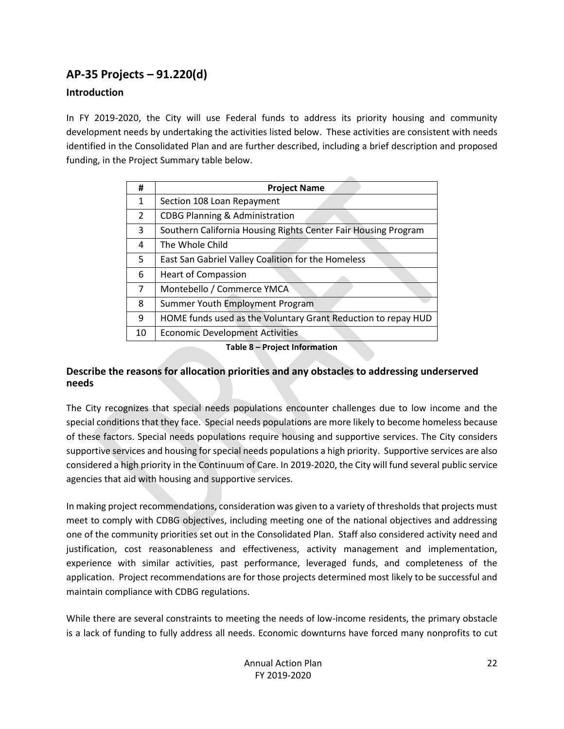## AP-35 Projects – 91.220(d)

### Introduction

In FY 2019-2020, the City will use Federal funds to address its priority housing and community development needs by undertaking the activities listed below. These activities are consistent with needs identified in the Consolidated Plan and are further described, including a brief description and proposed funding, in the Project Summary table below.

| # | Project Name |
|---|---|
| 1 | Section 108 Loan Repayment |
| 2 | CDBG Planning & Administration |
| 3 | Southern California Housing Rights Center Fair Housing Program |
| 4 | The Whole Child |
| 5 | East San Gabriel Valley Coalition for the Homeless |
| 6 | Heart of Compassion |
| 7 | Montebello / Commerce YMCA |
| 8 | Summer Youth Employment Program |
| 9 | HOME funds used as the Voluntary Grant Reduction to repay HUD |
| 10 | Economic Development Activities |

**Table 8 – Project Information**

### Describe the reasons for allocation priorities and any obstacles to addressing underserved needs

The City recognizes that special needs populations encounter challenges due to low income and the special conditions that they face. Special needs populations are more likely to become homeless because of these factors. Special needs populations require housing and supportive services. The City considers supportive services and housing for special needs populations a high priority. Supportive services are also considered a high priority in the Continuum of Care. In 2019-2020, the City will fund several public service agencies that aid with housing and supportive services.

In making project recommendations, consideration was given to a variety of thresholds that projects must meet to comply with CDBG objectives, including meeting one of the national objectives and addressing one of the community priorities set out in the Consolidated Plan. Staff also considered activity need and justification, cost reasonableness and effectiveness, activity management and implementation, experience with similar activities, past performance, leveraged funds, and completeness of the application. Project recommendations are for those projects determined most likely to be successful and maintain compliance with CDBG regulations.

While there are several constraints to meeting the needs of low-income residents, the primary obstacle is a lack of funding to fully address all needs. Economic downturns have forced many nonprofits to cut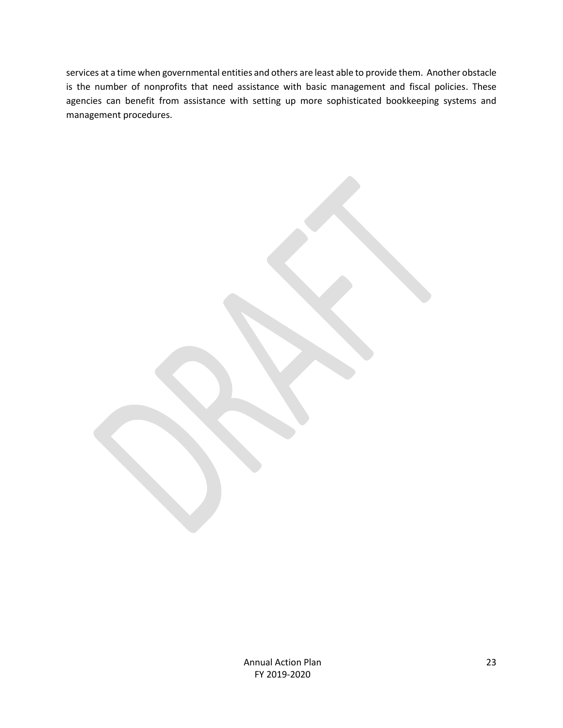services at a time when governmental entities and others are least able to provide them. Another obstacle is the number of nonprofits that need assistance with basic management and fiscal policies. These agencies can benefit from assistance with setting up more sophisticated bookkeeping systems and management procedures.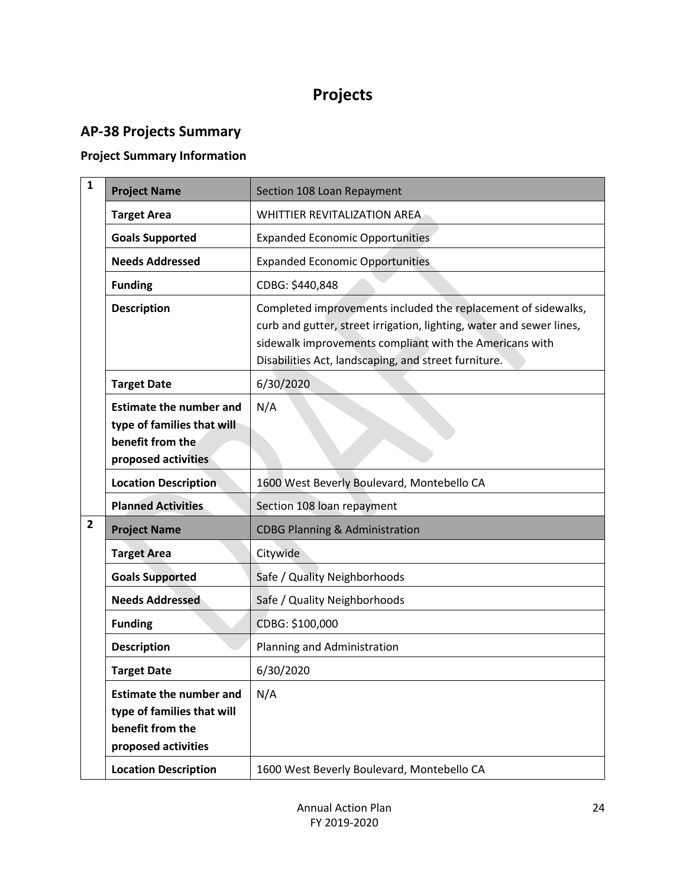# Projects

## AP-38 Projects Summary

### Project Summary Information

| | | |
|---|---|---|
| **1** | **Project Name** | Section 108 Loan Repayment |
| | **Target Area** | WHITTIER REVITALIZATION AREA |
| | **Goals Supported** | Expanded Economic Opportunities |
| | **Needs Addressed** | Expanded Economic Opportunities |
| | **Funding** | CDBG: $440,848 |
| | **Description** | Completed improvements included the replacement of sidewalks, curb and gutter, street irrigation, lighting, water and sewer lines, sidewalk improvements compliant with the Americans with Disabilities Act, landscaping, and street furniture. |
| | **Target Date** | 6/30/2020 |
| | **Estimate the number and type of families that will benefit from the proposed activities** | N/A |
| | **Location Description** | 1600 West Beverly Boulevard, Montebello CA |
| | **Planned Activities** | Section 108 loan repayment |
| **2** | **Project Name** | CDBG Planning & Administration |
| | **Target Area** | Citywide |
| | **Goals Supported** | Safe / Quality Neighborhoods |
| | **Needs Addressed** | Safe / Quality Neighborhoods |
| | **Funding** | CDBG: $100,000 |
| | **Description** | Planning and Administration |
| | **Target Date** | 6/30/2020 |
| | **Estimate the number and type of families that will benefit from the proposed activities** | N/A |
| | **Location Description** | 1600 West Beverly Boulevard, Montebello CA |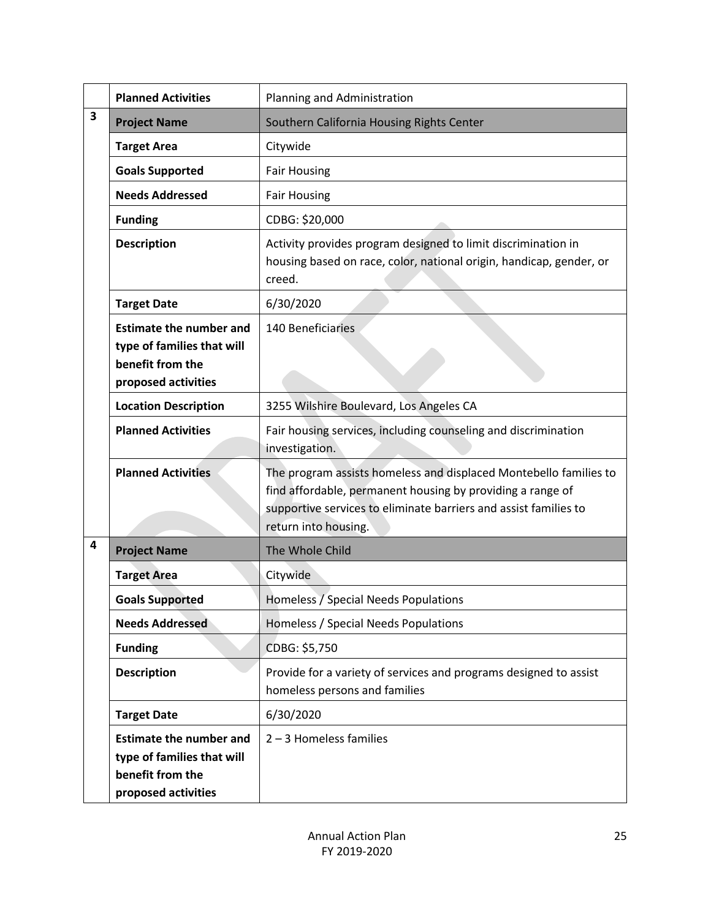| | | |
|---|---|---|
| | **Planned Activities** | Planning and Administration |
| **3** | **Project Name** | Southern California Housing Rights Center |
| | **Target Area** | Citywide |
| | **Goals Supported** | Fair Housing |
| | **Needs Addressed** | Fair Housing |
| | **Funding** | CDBG: $20,000 |
| | **Description** | Activity provides program designed to limit discrimination in housing based on race, color, national origin, handicap, gender, or creed. |
| | **Target Date** | 6/30/2020 |
| | **Estimate the number and type of families that will benefit from the proposed activities** | 140 Beneficiaries |
| | **Location Description** | 3255 Wilshire Boulevard, Los Angeles CA |
| | **Planned Activities** | Fair housing services, including counseling and discrimination investigation. |
| | **Planned Activities** | The program assists homeless and displaced Montebello families to find affordable, permanent housing by providing a range of supportive services to eliminate barriers and assist families to return into housing. |
| **4** | **Project Name** | The Whole Child |
| | **Target Area** | Citywide |
| | **Goals Supported** | Homeless / Special Needs Populations |
| | **Needs Addressed** | Homeless / Special Needs Populations |
| | **Funding** | CDBG: $5,750 |
| | **Description** | Provide for a variety of services and programs designed to assist homeless persons and families |
| | **Target Date** | 6/30/2020 |
| | **Estimate the number and type of families that will benefit from the proposed activities** | 2 – 3 Homeless families |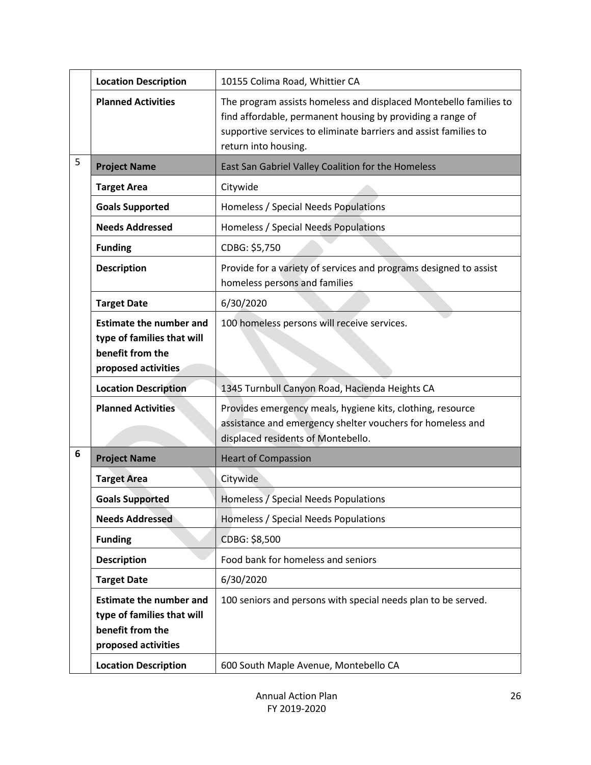| | | |
|---|---|---|
| | **Location Description** | 10155 Colima Road, Whittier CA |
| | **Planned Activities** | The program assists homeless and displaced Montebello families to find affordable, permanent housing by providing a range of supportive services to eliminate barriers and assist families to return into housing. |
| 5 | **Project Name** | East San Gabriel Valley Coalition for the Homeless |
| | **Target Area** | Citywide |
| | **Goals Supported** | Homeless / Special Needs Populations |
| | **Needs Addressed** | Homeless / Special Needs Populations |
| | **Funding** | CDBG: $5,750 |
| | **Description** | Provide for a variety of services and programs designed to assist homeless persons and families |
| | **Target Date** | 6/30/2020 |
| | **Estimate the number and type of families that will benefit from the proposed activities** | 100 homeless persons will receive services. |
| | **Location Description** | 1345 Turnbull Canyon Road, Hacienda Heights CA |
| | **Planned Activities** | Provides emergency meals, hygiene kits, clothing, resource assistance and emergency shelter vouchers for homeless and displaced residents of Montebello. |
| 6 | **Project Name** | Heart of Compassion |
| | **Target Area** | Citywide |
| | **Goals Supported** | Homeless / Special Needs Populations |
| | **Needs Addressed** | Homeless / Special Needs Populations |
| | **Funding** | CDBG: $8,500 |
| | **Description** | Food bank for homeless and seniors |
| | **Target Date** | 6/30/2020 |
| | **Estimate the number and type of families that will benefit from the proposed activities** | 100 seniors and persons with special needs plan to be served. |
| | **Location Description** | 600 South Maple Avenue, Montebello CA |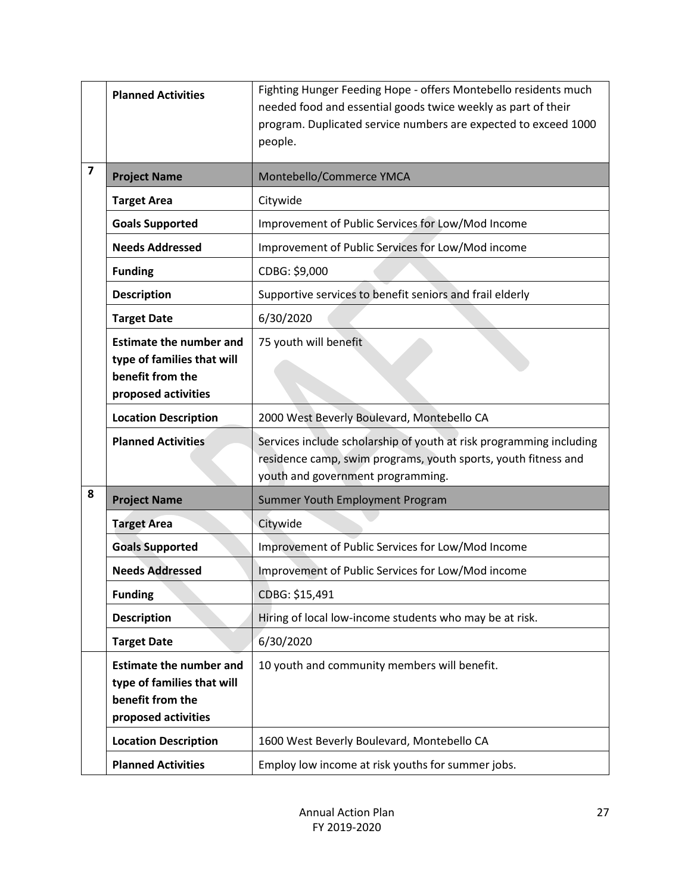| | | |
|---|---|---|
| | **Planned Activities** | Fighting Hunger Feeding Hope - offers Montebello residents much needed food and essential goods twice weekly as part of their program. Duplicated service numbers are expected to exceed 1000 people. |
| **7** | **Project Name** | Montebello/Commerce YMCA |
| | **Target Area** | Citywide |
| | **Goals Supported** | Improvement of Public Services for Low/Mod Income |
| | **Needs Addressed** | Improvement of Public Services for Low/Mod income |
| | **Funding** | CDBG: $9,000 |
| | **Description** | Supportive services to benefit seniors and frail elderly |
| | **Target Date** | 6/30/2020 |
| | **Estimate the number and type of families that will benefit from the proposed activities** | 75 youth will benefit |
| | **Location Description** | 2000 West Beverly Boulevard, Montebello CA |
| | **Planned Activities** | Services include scholarship of youth at risk programming including residence camp, swim programs, youth sports, youth fitness and youth and government programming. |
| **8** | **Project Name** | Summer Youth Employment Program |
| | **Target Area** | Citywide |
| | **Goals Supported** | Improvement of Public Services for Low/Mod Income |
| | **Needs Addressed** | Improvement of Public Services for Low/Mod income |
| | **Funding** | CDBG: $15,491 |
| | **Description** | Hiring of local low-income students who may be at risk. |
| | **Target Date** | 6/30/2020 |
| | **Estimate the number and type of families that will benefit from the proposed activities** | 10 youth and community members will benefit. |
| | **Location Description** | 1600 West Beverly Boulevard, Montebello CA |
| | **Planned Activities** | Employ low income at risk youths for summer jobs. |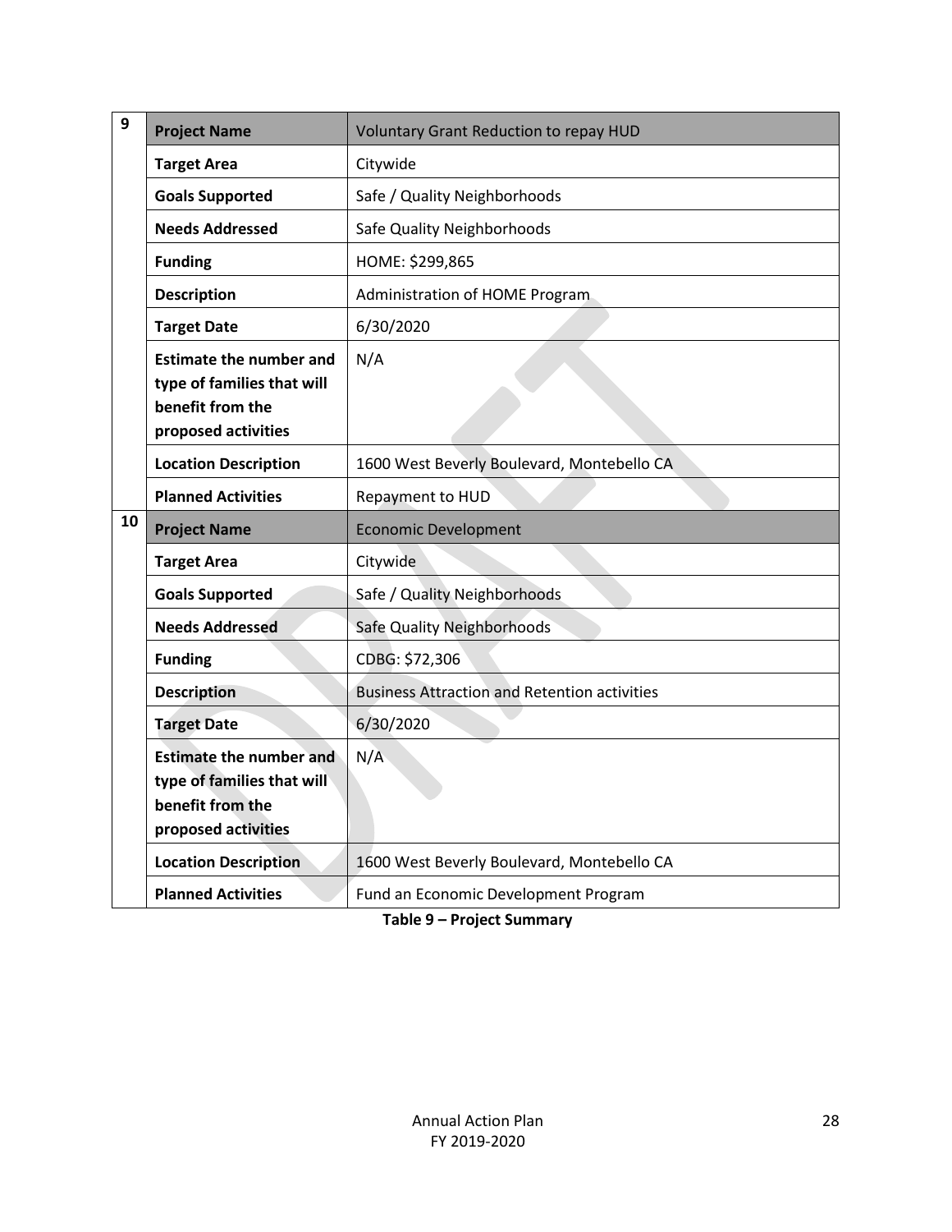| | | |
|---|---|---|
| 9 | **Project Name** | Voluntary Grant Reduction to repay HUD |
| | **Target Area** | Citywide |
| | **Goals Supported** | Safe / Quality Neighborhoods |
| | **Needs Addressed** | Safe Quality Neighborhoods |
| | **Funding** | HOME: $299,865 |
| | **Description** | Administration of HOME Program |
| | **Target Date** | 6/30/2020 |
| | **Estimate the number and type of families that will benefit from the proposed activities** | N/A |
| | **Location Description** | 1600 West Beverly Boulevard, Montebello CA |
| | **Planned Activities** | Repayment to HUD |
| 10 | **Project Name** | Economic Development |
| | **Target Area** | Citywide |
| | **Goals Supported** | Safe / Quality Neighborhoods |
| | **Needs Addressed** | Safe Quality Neighborhoods |
| | **Funding** | CDBG: $72,306 |
| | **Description** | Business Attraction and Retention activities |
| | **Target Date** | 6/30/2020 |
| | **Estimate the number and type of families that will benefit from the proposed activities** | N/A |
| | **Location Description** | 1600 West Beverly Boulevard, Montebello CA |
| | **Planned Activities** | Fund an Economic Development Program |

**Table 9 – Project Summary**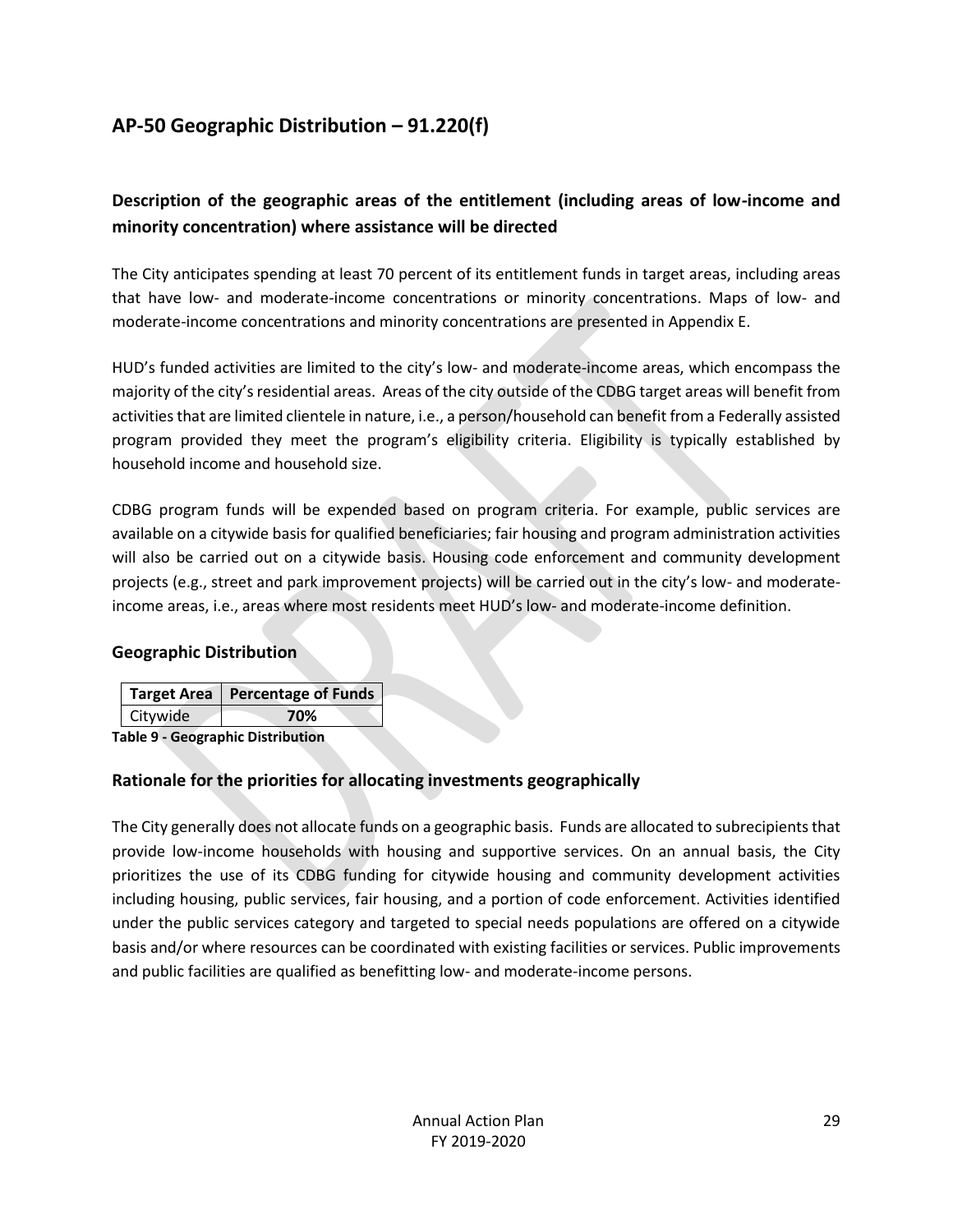## AP-50 Geographic Distribution – 91.220(f)

### Description of the geographic areas of the entitlement (including areas of low-income and minority concentration) where assistance will be directed

The City anticipates spending at least 70 percent of its entitlement funds in target areas, including areas that have low- and moderate-income concentrations or minority concentrations. Maps of low- and moderate-income concentrations and minority concentrations are presented in Appendix E.

HUD's funded activities are limited to the city's low- and moderate-income areas, which encompass the majority of the city's residential areas. Areas of the city outside of the CDBG target areas will benefit from activities that are limited clientele in nature, i.e., a person/household can benefit from a Federally assisted program provided they meet the program's eligibility criteria. Eligibility is typically established by household income and household size.

CDBG program funds will be expended based on program criteria. For example, public services are available on a citywide basis for qualified beneficiaries; fair housing and program administration activities will also be carried out on a citywide basis. Housing code enforcement and community development projects (e.g., street and park improvement projects) will be carried out in the city's low- and moderate-income areas, i.e., areas where most residents meet HUD's low- and moderate-income definition.

### Geographic Distribution

| Target Area | Percentage of Funds |
|---|---|
| Citywide | **70%** |

**Table 9 - Geographic Distribution**

### Rationale for the priorities for allocating investments geographically

The City generally does not allocate funds on a geographic basis. Funds are allocated to subrecipients that provide low-income households with housing and supportive services. On an annual basis, the City prioritizes the use of its CDBG funding for citywide housing and community development activities including housing, public services, fair housing, and a portion of code enforcement. Activities identified under the public services category and targeted to special needs populations are offered on a citywide basis and/or where resources can be coordinated with existing facilities or services. Public improvements and public facilities are qualified as benefitting low- and moderate-income persons.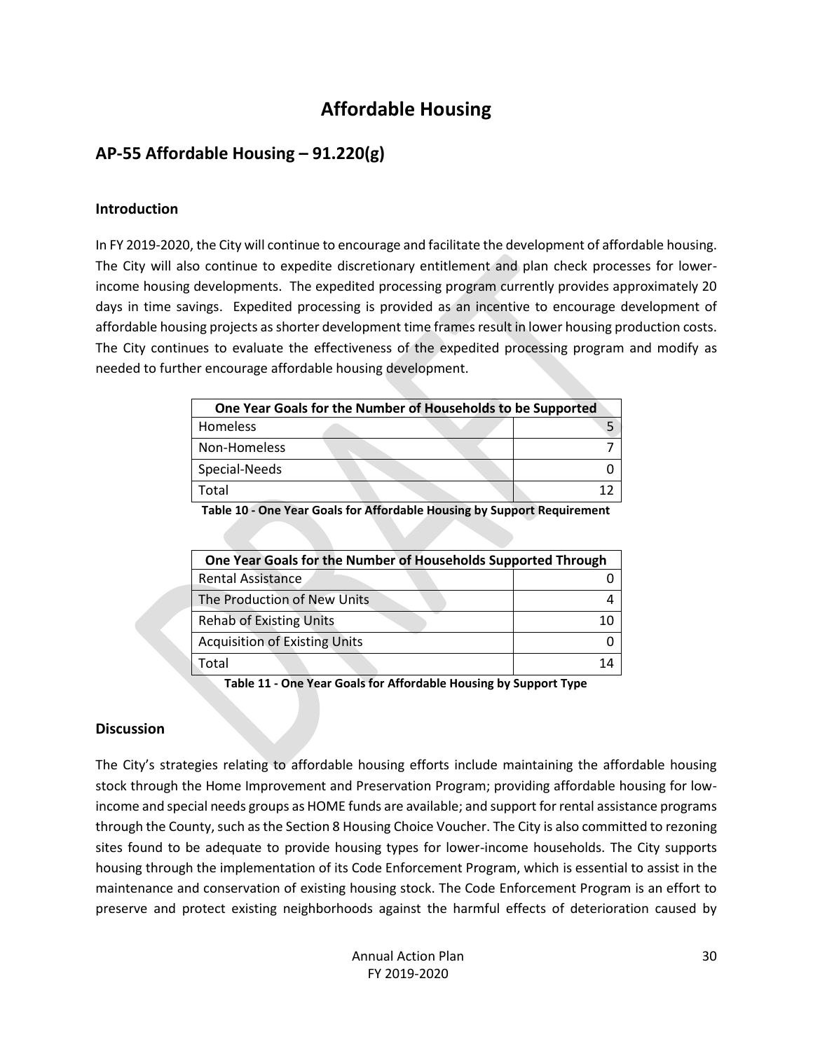# Affordable Housing

## AP-55 Affordable Housing – 91.220(g)

### Introduction

In FY 2019-2020, the City will continue to encourage and facilitate the development of affordable housing. The City will also continue to expedite discretionary entitlement and plan check processes for lower-income housing developments. The expedited processing program currently provides approximately 20 days in time savings. Expedited processing is provided as an incentive to encourage development of affordable housing projects as shorter development time frames result in lower housing production costs. The City continues to evaluate the effectiveness of the expedited processing program and modify as needed to further encourage affordable housing development.

| One Year Goals for the Number of Households to be Supported | |
|---|---|
| Homeless | 5 |
| Non-Homeless | 7 |
| Special-Needs | 0 |
| Total | 12 |

**Table 10 - One Year Goals for Affordable Housing by Support Requirement**

| One Year Goals for the Number of Households Supported Through | |
|---|---|
| Rental Assistance | 0 |
| The Production of New Units | 4 |
| Rehab of Existing Units | 10 |
| Acquisition of Existing Units | 0 |
| Total | 14 |

**Table 11 - One Year Goals for Affordable Housing by Support Type**

### Discussion

The City's strategies relating to affordable housing efforts include maintaining the affordable housing stock through the Home Improvement and Preservation Program; providing affordable housing for low-income and special needs groups as HOME funds are available; and support for rental assistance programs through the County, such as the Section 8 Housing Choice Voucher. The City is also committed to rezoning sites found to be adequate to provide housing types for lower-income households. The City supports housing through the implementation of its Code Enforcement Program, which is essential to assist in the maintenance and conservation of existing housing stock. The Code Enforcement Program is an effort to preserve and protect existing neighborhoods against the harmful effects of deterioration caused by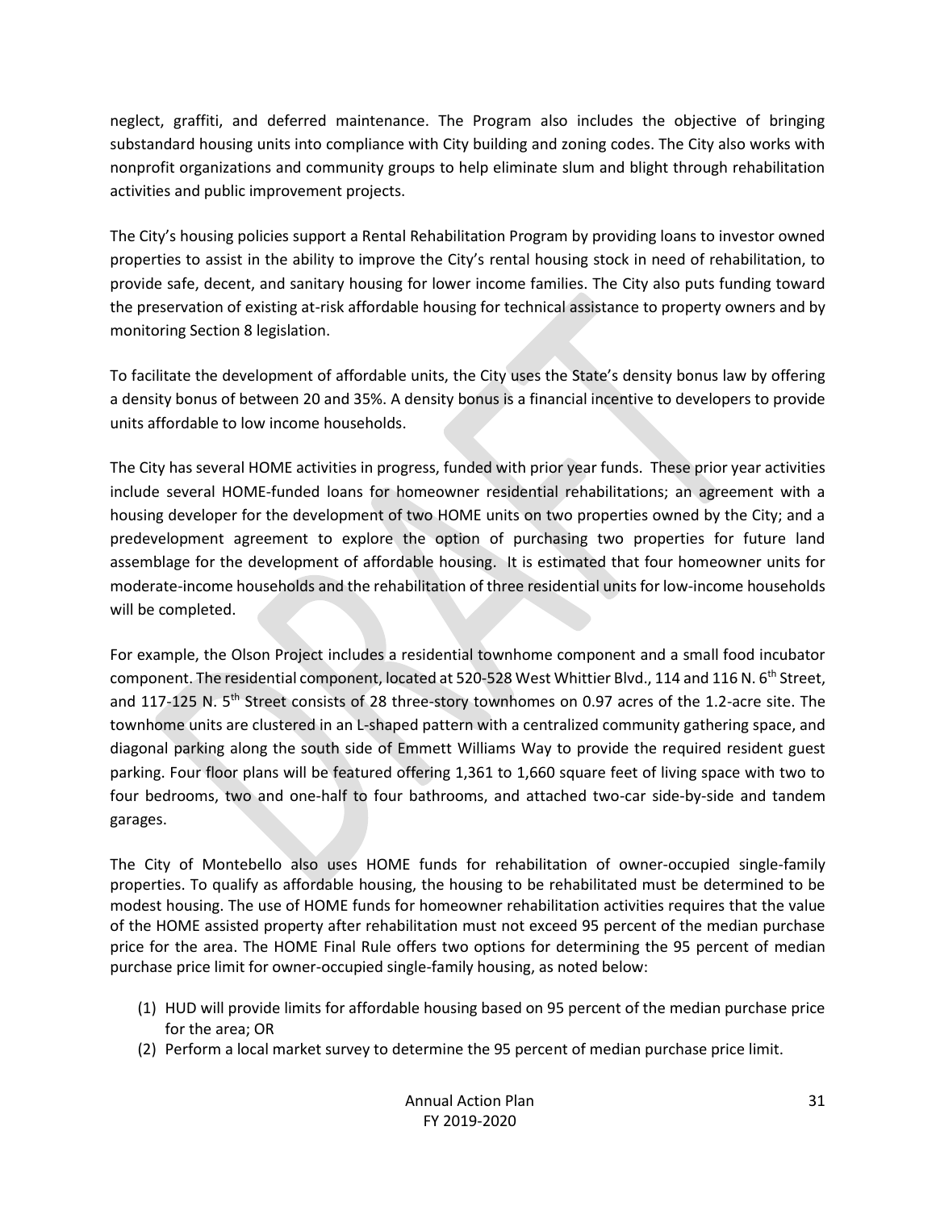neglect, graffiti, and deferred maintenance. The Program also includes the objective of bringing substandard housing units into compliance with City building and zoning codes. The City also works with nonprofit organizations and community groups to help eliminate slum and blight through rehabilitation activities and public improvement projects.

The City's housing policies support a Rental Rehabilitation Program by providing loans to investor owned properties to assist in the ability to improve the City's rental housing stock in need of rehabilitation, to provide safe, decent, and sanitary housing for lower income families. The City also puts funding toward the preservation of existing at-risk affordable housing for technical assistance to property owners and by monitoring Section 8 legislation.

To facilitate the development of affordable units, the City uses the State's density bonus law by offering a density bonus of between 20 and 35%. A density bonus is a financial incentive to developers to provide units affordable to low income households.

The City has several HOME activities in progress, funded with prior year funds. These prior year activities include several HOME-funded loans for homeowner residential rehabilitations; an agreement with a housing developer for the development of two HOME units on two properties owned by the City; and a predevelopment agreement to explore the option of purchasing two properties for future land assemblage for the development of affordable housing. It is estimated that four homeowner units for moderate-income households and the rehabilitation of three residential units for low-income households will be completed.

For example, the Olson Project includes a residential townhome component and a small food incubator component. The residential component, located at 520-528 West Whittier Blvd., 114 and 116 N. 6th Street, and 117-125 N. 5th Street consists of 28 three-story townhomes on 0.97 acres of the 1.2-acre site. The townhome units are clustered in an L-shaped pattern with a centralized community gathering space, and diagonal parking along the south side of Emmett Williams Way to provide the required resident guest parking. Four floor plans will be featured offering 1,361 to 1,660 square feet of living space with two to four bedrooms, two and one-half to four bathrooms, and attached two-car side-by-side and tandem garages.

The City of Montebello also uses HOME funds for rehabilitation of owner-occupied single-family properties. To qualify as affordable housing, the housing to be rehabilitated must be determined to be modest housing. The use of HOME funds for homeowner rehabilitation activities requires that the value of the HOME assisted property after rehabilitation must not exceed 95 percent of the median purchase price for the area. The HOME Final Rule offers two options for determining the 95 percent of median purchase price limit for owner-occupied single-family housing, as noted below:

(1) HUD will provide limits for affordable housing based on 95 percent of the median purchase price for the area; OR
(2) Perform a local market survey to determine the 95 percent of median purchase price limit.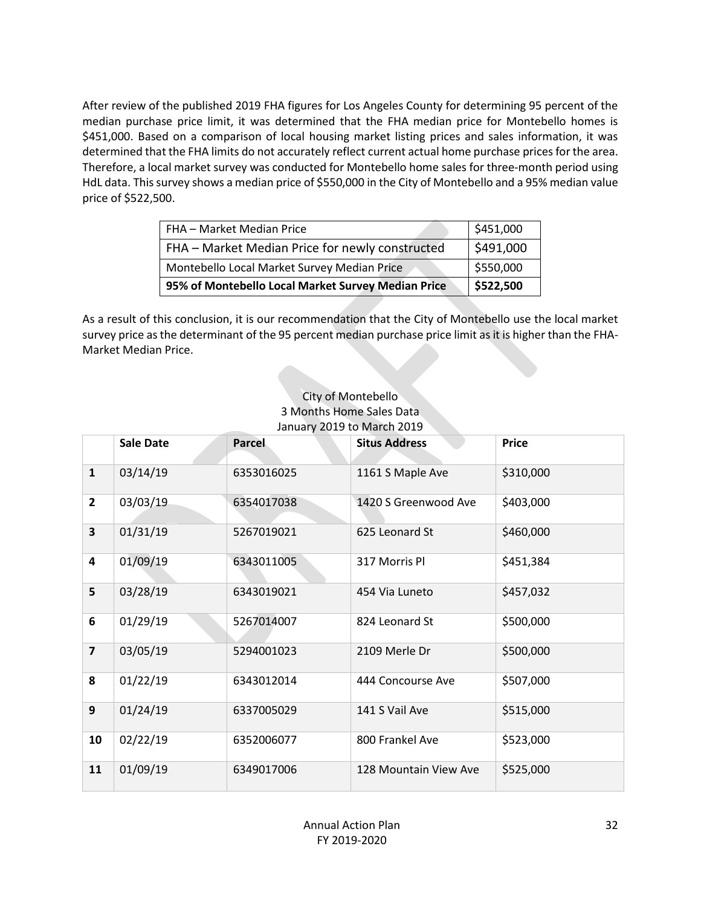After review of the published 2019 FHA figures for Los Angeles County for determining 95 percent of the median purchase price limit, it was determined that the FHA median price for Montebello homes is $451,000. Based on a comparison of local housing market listing prices and sales information, it was determined that the FHA limits do not accurately reflect current actual home purchase prices for the area. Therefore, a local market survey was conducted for Montebello home sales for three-month period using HdL data. This survey shows a median price of $550,000 in the City of Montebello and a 95% median value price of $522,500.

| | |
|---|---|
| FHA – Market Median Price | $451,000 |
| FHA – Market Median Price for newly constructed | $491,000 |
| Montebello Local Market Survey Median Price | $550,000 |
| **95% of Montebello Local Market Survey Median Price** | **$522,500** |

As a result of this conclusion, it is our recommendation that the City of Montebello use the local market survey price as the determinant of the 95 percent median purchase price limit as it is higher than the FHA-Market Median Price.

City of Montebello
3 Months Home Sales Data
January 2019 to March 2019

| | Sale Date | Parcel | Situs Address | Price |
|---|---|---|---|---|
| **1** | 03/14/19 | 6353016025 | 1161 S Maple Ave | $310,000 |
| **2** | 03/03/19 | 6354017038 | 1420 S Greenwood Ave | $403,000 |
| **3** | 01/31/19 | 5267019021 | 625 Leonard St | $460,000 |
| **4** | 01/09/19 | 6343011005 | 317 Morris Pl | $451,384 |
| **5** | 03/28/19 | 6343019021 | 454 Via Luneto | $457,032 |
| **6** | 01/29/19 | 5267014007 | 824 Leonard St | $500,000 |
| **7** | 03/05/19 | 5294001023 | 2109 Merle Dr | $500,000 |
| **8** | 01/22/19 | 6343012014 | 444 Concourse Ave | $507,000 |
| **9** | 01/24/19 | 6337005029 | 141 S Vail Ave | $515,000 |
| **10** | 02/22/19 | 6352006077 | 800 Frankel Ave | $523,000 |
| **11** | 01/09/19 | 6349017006 | 128 Mountain View Ave | $525,000 |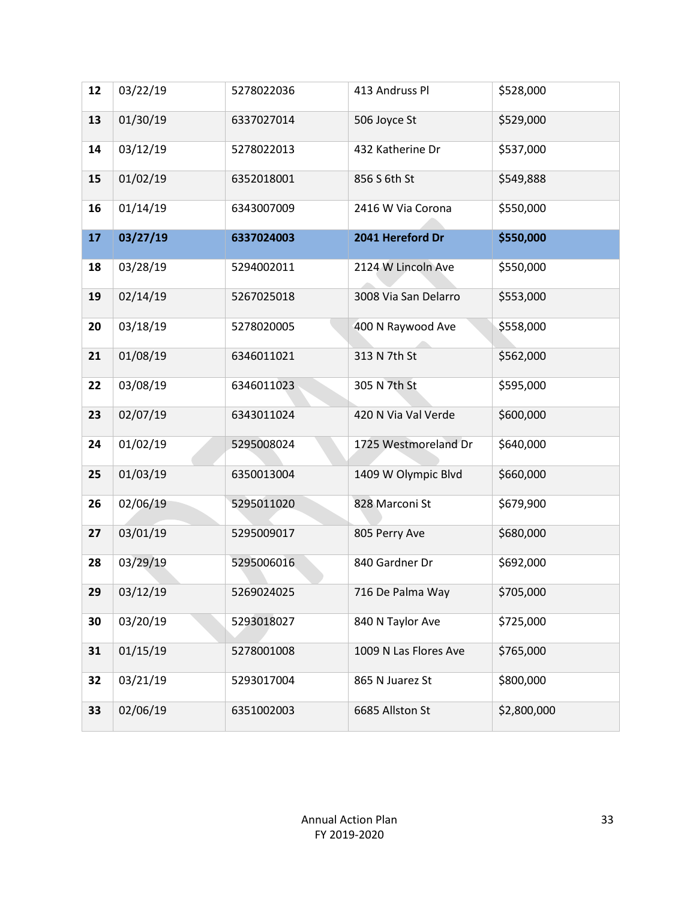| 12 | 03/22/19 | 5278022036 | 413 Andruss Pl | $528,000 |
|---|---|---|---|---|
| 13 | 01/30/19 | 6337027014 | 506 Joyce St | $529,000 |
| 14 | 03/12/19 | 5278022013 | 432 Katherine Dr | $537,000 |
| 15 | 01/02/19 | 6352018001 | 856 S 6th St | $549,888 |
| 16 | 01/14/19 | 6343007009 | 2416 W Via Corona | $550,000 |
| **17** | **03/27/19** | **6337024003** | **2041 Hereford Dr** | **$550,000** |
| 18 | 03/28/19 | 5294002011 | 2124 W Lincoln Ave | $550,000 |
| 19 | 02/14/19 | 5267025018 | 3008 Via San Delarro | $553,000 |
| 20 | 03/18/19 | 5278020005 | 400 N Raywood Ave | $558,000 |
| 21 | 01/08/19 | 6346011021 | 313 N 7th St | $562,000 |
| 22 | 03/08/19 | 6346011023 | 305 N 7th St | $595,000 |
| 23 | 02/07/19 | 6343011024 | 420 N Via Val Verde | $600,000 |
| 24 | 01/02/19 | 5295008024 | 1725 Westmoreland Dr | $640,000 |
| 25 | 01/03/19 | 6350013004 | 1409 W Olympic Blvd | $660,000 |
| 26 | 02/06/19 | 5295011020 | 828 Marconi St | $679,900 |
| 27 | 03/01/19 | 5295009017 | 805 Perry Ave | $680,000 |
| 28 | 03/29/19 | 5295006016 | 840 Gardner Dr | $692,000 |
| 29 | 03/12/19 | 5269024025 | 716 De Palma Way | $705,000 |
| 30 | 03/20/19 | 5293018027 | 840 N Taylor Ave | $725,000 |
| 31 | 01/15/19 | 5278001008 | 1009 N Las Flores Ave | $765,000 |
| 32 | 03/21/19 | 5293017004 | 865 N Juarez St | $800,000 |
| 33 | 02/06/19 | 6351002003 | 6685 Allston St | $2,800,000 |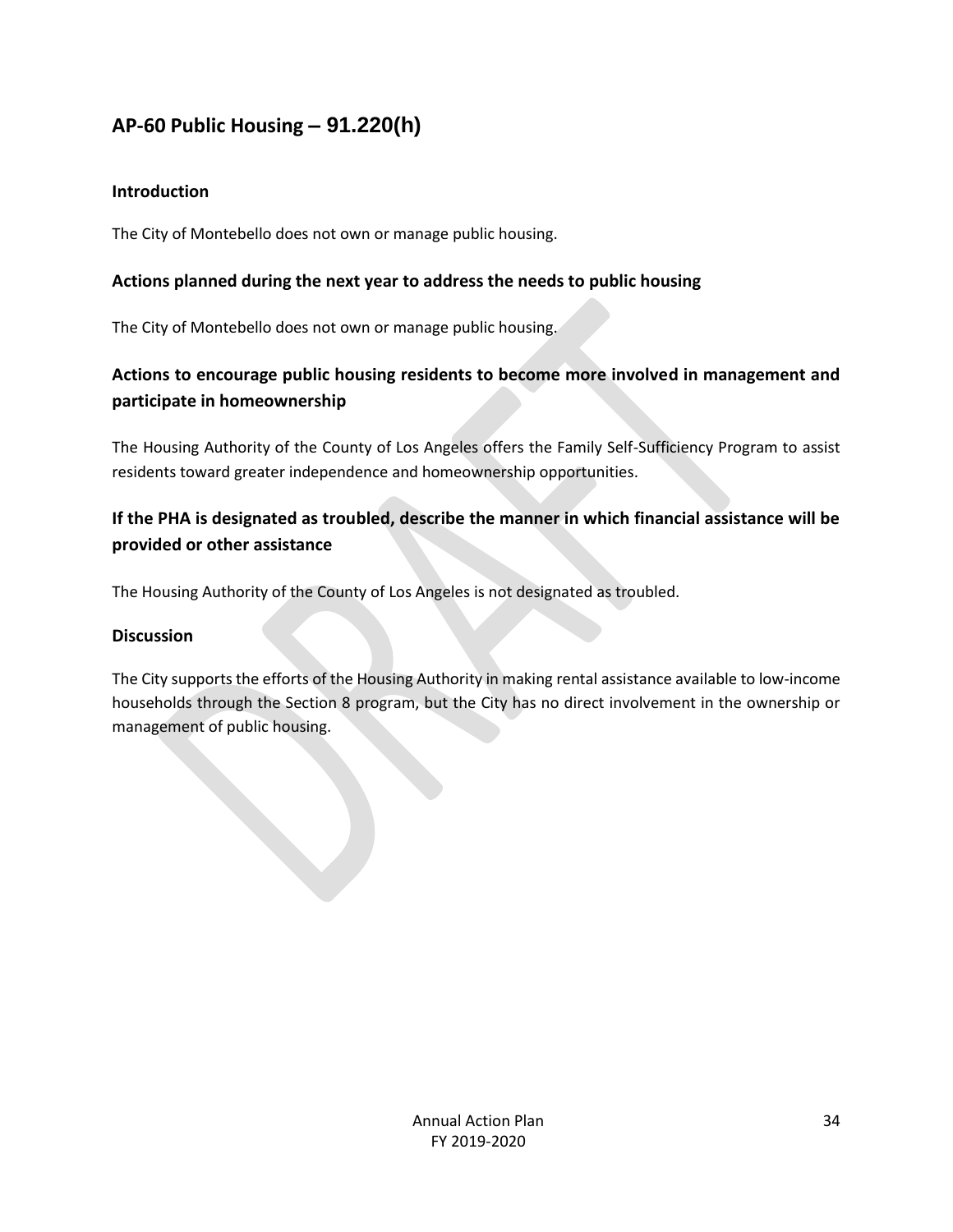## AP-60 Public Housing – 91.220(h)

### Introduction

The City of Montebello does not own or manage public housing.

### Actions planned during the next year to address the needs to public housing

The City of Montebello does not own or manage public housing.

### Actions to encourage public housing residents to become more involved in management and participate in homeownership

The Housing Authority of the County of Los Angeles offers the Family Self-Sufficiency Program to assist residents toward greater independence and homeownership opportunities.

### If the PHA is designated as troubled, describe the manner in which financial assistance will be provided or other assistance

The Housing Authority of the County of Los Angeles is not designated as troubled.

### Discussion

The City supports the efforts of the Housing Authority in making rental assistance available to low-income households through the Section 8 program, but the City has no direct involvement in the ownership or management of public housing.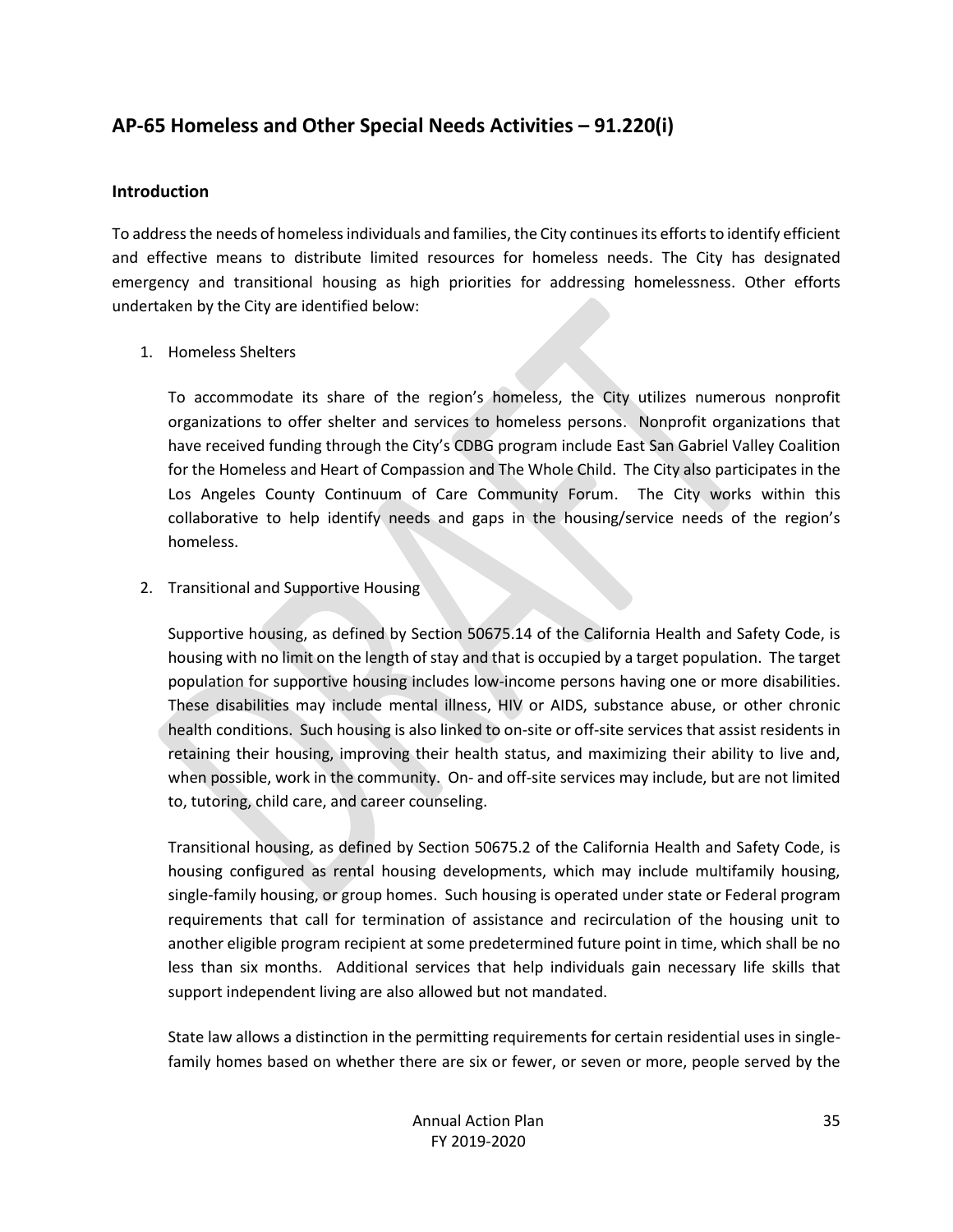## AP-65 Homeless and Other Special Needs Activities – 91.220(i)

### Introduction

To address the needs of homeless individuals and families, the City continues its efforts to identify efficient and effective means to distribute limited resources for homeless needs. The City has designated emergency and transitional housing as high priorities for addressing homelessness. Other efforts undertaken by the City are identified below:

1. Homeless Shelters

   To accommodate its share of the region's homeless, the City utilizes numerous nonprofit organizations to offer shelter and services to homeless persons. Nonprofit organizations that have received funding through the City's CDBG program include East San Gabriel Valley Coalition for the Homeless and Heart of Compassion and The Whole Child. The City also participates in the Los Angeles County Continuum of Care Community Forum. The City works within this collaborative to help identify needs and gaps in the housing/service needs of the region's homeless.

2. Transitional and Supportive Housing

   Supportive housing, as defined by Section 50675.14 of the California Health and Safety Code, is housing with no limit on the length of stay and that is occupied by a target population. The target population for supportive housing includes low-income persons having one or more disabilities. These disabilities may include mental illness, HIV or AIDS, substance abuse, or other chronic health conditions. Such housing is also linked to on-site or off-site services that assist residents in retaining their housing, improving their health status, and maximizing their ability to live and, when possible, work in the community. On- and off-site services may include, but are not limited to, tutoring, child care, and career counseling.

   Transitional housing, as defined by Section 50675.2 of the California Health and Safety Code, is housing configured as rental housing developments, which may include multifamily housing, single-family housing, or group homes. Such housing is operated under state or Federal program requirements that call for termination of assistance and recirculation of the housing unit to another eligible program recipient at some predetermined future point in time, which shall be no less than six months. Additional services that help individuals gain necessary life skills that support independent living are also allowed but not mandated.

   State law allows a distinction in the permitting requirements for certain residential uses in single-family homes based on whether there are six or fewer, or seven or more, people served by the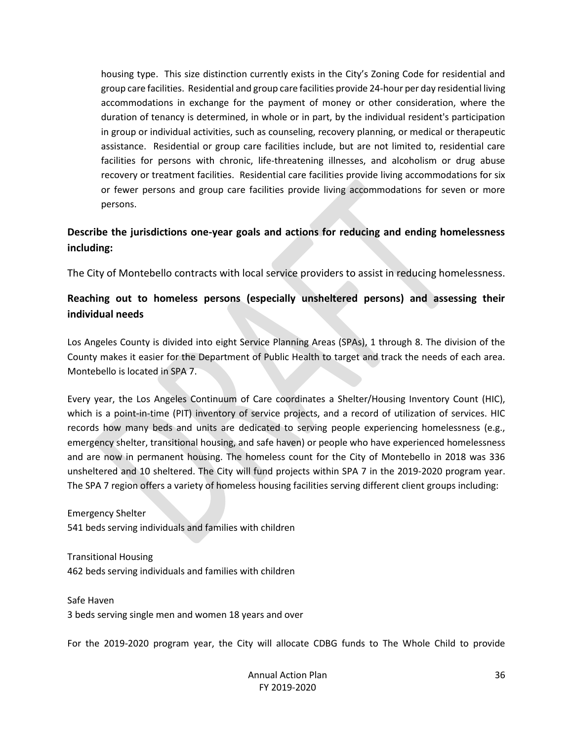housing type. This size distinction currently exists in the City's Zoning Code for residential and group care facilities. Residential and group care facilities provide 24-hour per day residential living accommodations in exchange for the payment of money or other consideration, where the duration of tenancy is determined, in whole or in part, by the individual resident's participation in group or individual activities, such as counseling, recovery planning, or medical or therapeutic assistance. Residential or group care facilities include, but are not limited to, residential care facilities for persons with chronic, life-threatening illnesses, and alcoholism or drug abuse recovery or treatment facilities. Residential care facilities provide living accommodations for six or fewer persons and group care facilities provide living accommodations for seven or more persons.

**Describe the jurisdictions one-year goals and actions for reducing and ending homelessness including:**

The City of Montebello contracts with local service providers to assist in reducing homelessness.

**Reaching out to homeless persons (especially unsheltered persons) and assessing their individual needs**

Los Angeles County is divided into eight Service Planning Areas (SPAs), 1 through 8. The division of the County makes it easier for the Department of Public Health to target and track the needs of each area. Montebello is located in SPA 7.

Every year, the Los Angeles Continuum of Care coordinates a Shelter/Housing Inventory Count (HIC), which is a point-in-time (PIT) inventory of service projects, and a record of utilization of services. HIC records how many beds and units are dedicated to serving people experiencing homelessness (e.g., emergency shelter, transitional housing, and safe haven) or people who have experienced homelessness and are now in permanent housing. The homeless count for the City of Montebello in 2018 was 336 unsheltered and 10 sheltered. The City will fund projects within SPA 7 in the 2019-2020 program year. The SPA 7 region offers a variety of homeless housing facilities serving different client groups including:

Emergency Shelter
541 beds serving individuals and families with children

Transitional Housing
462 beds serving individuals and families with children

Safe Haven
3 beds serving single men and women 18 years and over

For the 2019-2020 program year, the City will allocate CDBG funds to The Whole Child to provide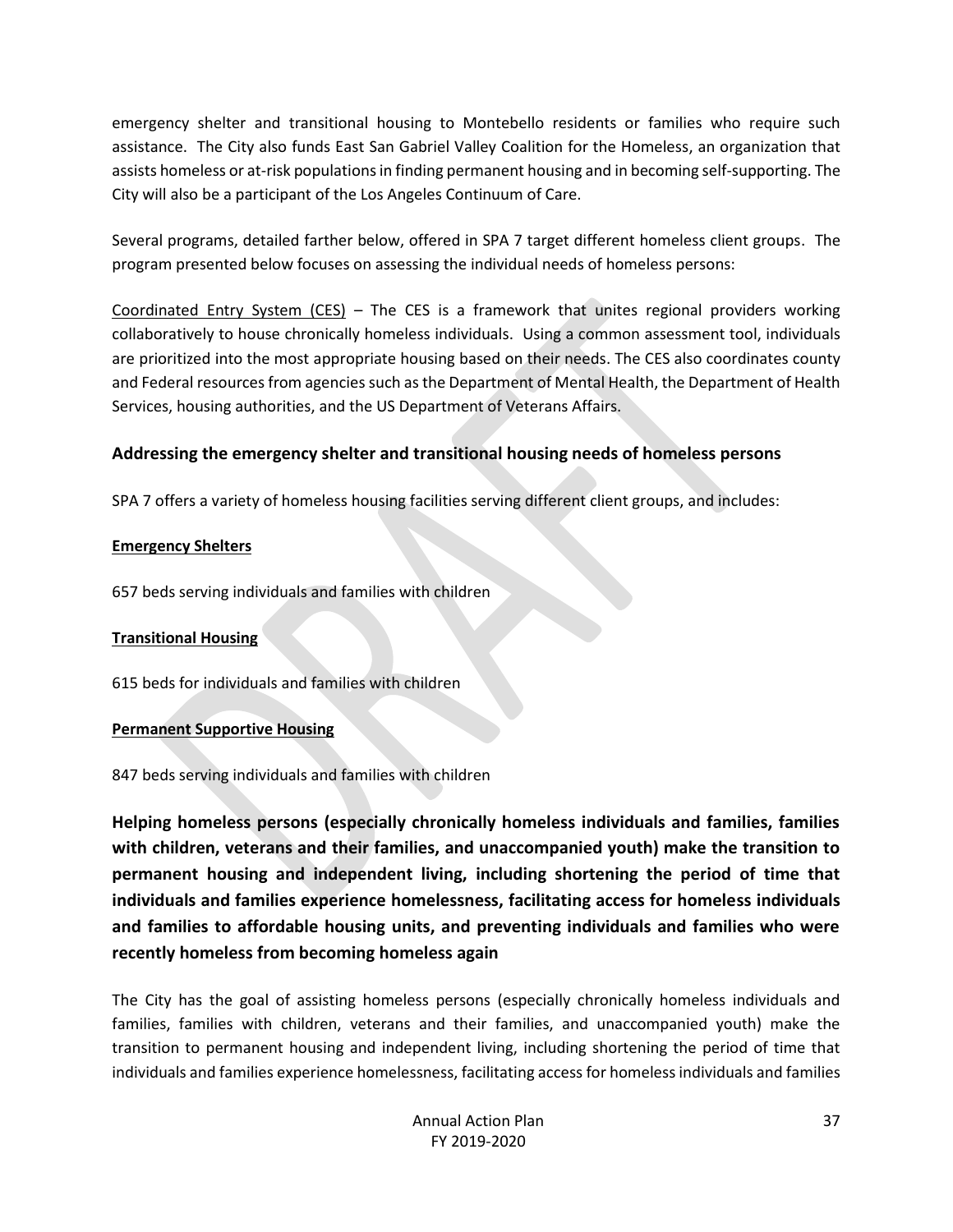emergency shelter and transitional housing to Montebello residents or families who require such assistance. The City also funds East San Gabriel Valley Coalition for the Homeless, an organization that assists homeless or at-risk populations in finding permanent housing and in becoming self-supporting. The City will also be a participant of the Los Angeles Continuum of Care.

Several programs, detailed farther below, offered in SPA 7 target different homeless client groups. The program presented below focuses on assessing the individual needs of homeless persons:

Coordinated Entry System (CES) – The CES is a framework that unites regional providers working collaboratively to house chronically homeless individuals. Using a common assessment tool, individuals are prioritized into the most appropriate housing based on their needs. The CES also coordinates county and Federal resources from agencies such as the Department of Mental Health, the Department of Health Services, housing authorities, and the US Department of Veterans Affairs.

### Addressing the emergency shelter and transitional housing needs of homeless persons

SPA 7 offers a variety of homeless housing facilities serving different client groups, and includes:

**Emergency Shelters**

657 beds serving individuals and families with children

**Transitional Housing**

615 beds for individuals and families with children

**Permanent Supportive Housing**

847 beds serving individuals and families with children

## Helping homeless persons (especially chronically homeless individuals and families, families with children, veterans and their families, and unaccompanied youth) make the transition to permanent housing and independent living, including shortening the period of time that individuals and families experience homelessness, facilitating access for homeless individuals and families to affordable housing units, and preventing individuals and families who were recently homeless from becoming homeless again

The City has the goal of assisting homeless persons (especially chronically homeless individuals and families, families with children, veterans and their families, and unaccompanied youth) make the transition to permanent housing and independent living, including shortening the period of time that individuals and families experience homelessness, facilitating access for homeless individuals and families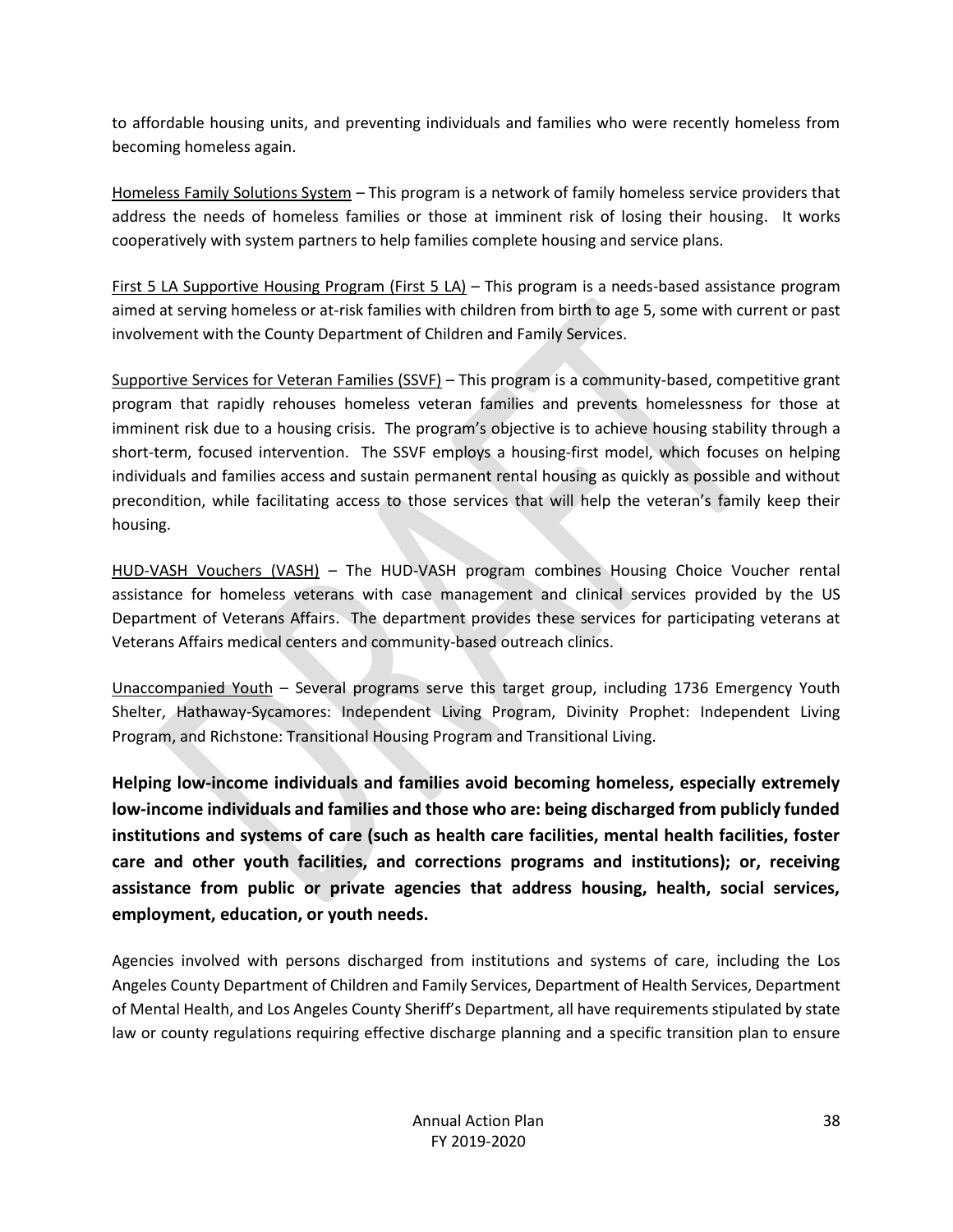to affordable housing units, and preventing individuals and families who were recently homeless from becoming homeless again.

Homeless Family Solutions System – This program is a network of family homeless service providers that address the needs of homeless families or those at imminent risk of losing their housing. It works cooperatively with system partners to help families complete housing and service plans.

First 5 LA Supportive Housing Program (First 5 LA) – This program is a needs-based assistance program aimed at serving homeless or at-risk families with children from birth to age 5, some with current or past involvement with the County Department of Children and Family Services.

Supportive Services for Veteran Families (SSVF) – This program is a community-based, competitive grant program that rapidly rehouses homeless veteran families and prevents homelessness for those at imminent risk due to a housing crisis. The program's objective is to achieve housing stability through a short-term, focused intervention. The SSVF employs a housing-first model, which focuses on helping individuals and families access and sustain permanent rental housing as quickly as possible and without precondition, while facilitating access to those services that will help the veteran's family keep their housing.

HUD-VASH Vouchers (VASH) – The HUD-VASH program combines Housing Choice Voucher rental assistance for homeless veterans with case management and clinical services provided by the US Department of Veterans Affairs. The department provides these services for participating veterans at Veterans Affairs medical centers and community-based outreach clinics.

Unaccompanied Youth – Several programs serve this target group, including 1736 Emergency Youth Shelter, Hathaway-Sycamores: Independent Living Program, Divinity Prophet: Independent Living Program, and Richstone: Transitional Housing Program and Transitional Living.

**Helping low-income individuals and families avoid becoming homeless, especially extremely low-income individuals and families and those who are: being discharged from publicly funded institutions and systems of care (such as health care facilities, mental health facilities, foster care and other youth facilities, and corrections programs and institutions); or, receiving assistance from public or private agencies that address housing, health, social services, employment, education, or youth needs.**

Agencies involved with persons discharged from institutions and systems of care, including the Los Angeles County Department of Children and Family Services, Department of Health Services, Department of Mental Health, and Los Angeles County Sheriff's Department, all have requirements stipulated by state law or county regulations requiring effective discharge planning and a specific transition plan to ensure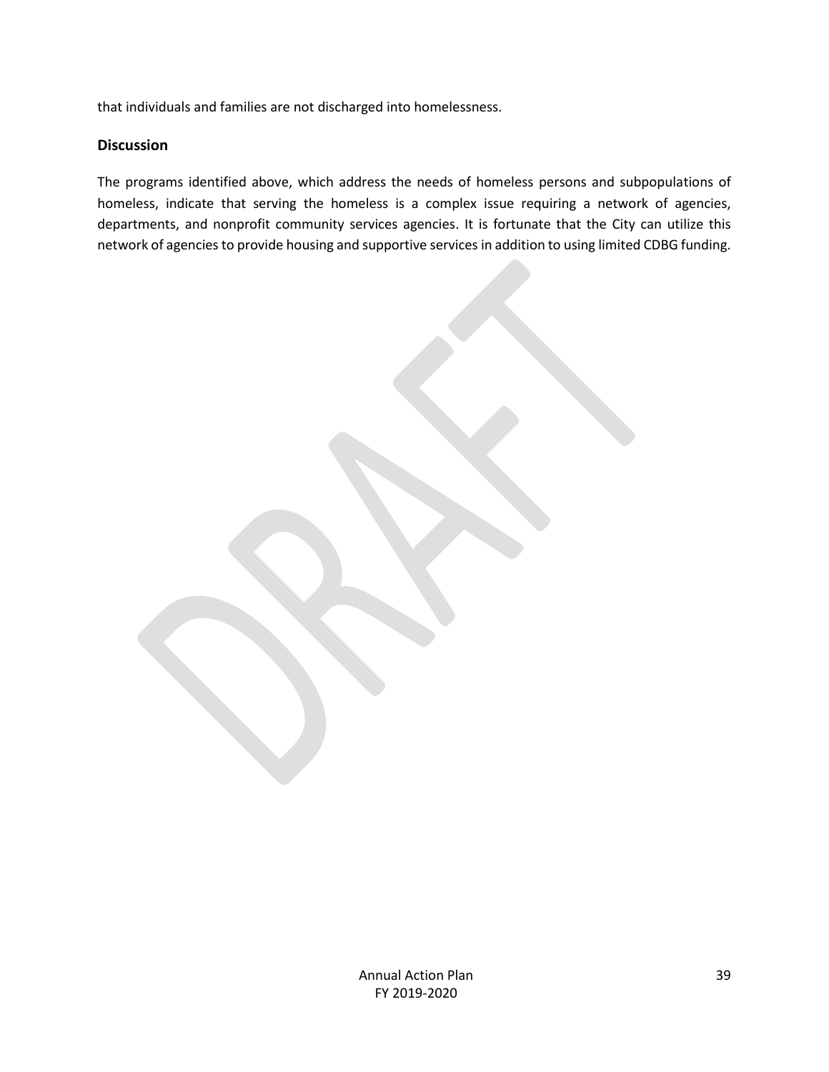that individuals and families are not discharged into homelessness.

## Discussion

The programs identified above, which address the needs of homeless persons and subpopulations of homeless, indicate that serving the homeless is a complex issue requiring a network of agencies, departments, and nonprofit community services agencies. It is fortunate that the City can utilize this network of agencies to provide housing and supportive services in addition to using limited CDBG funding.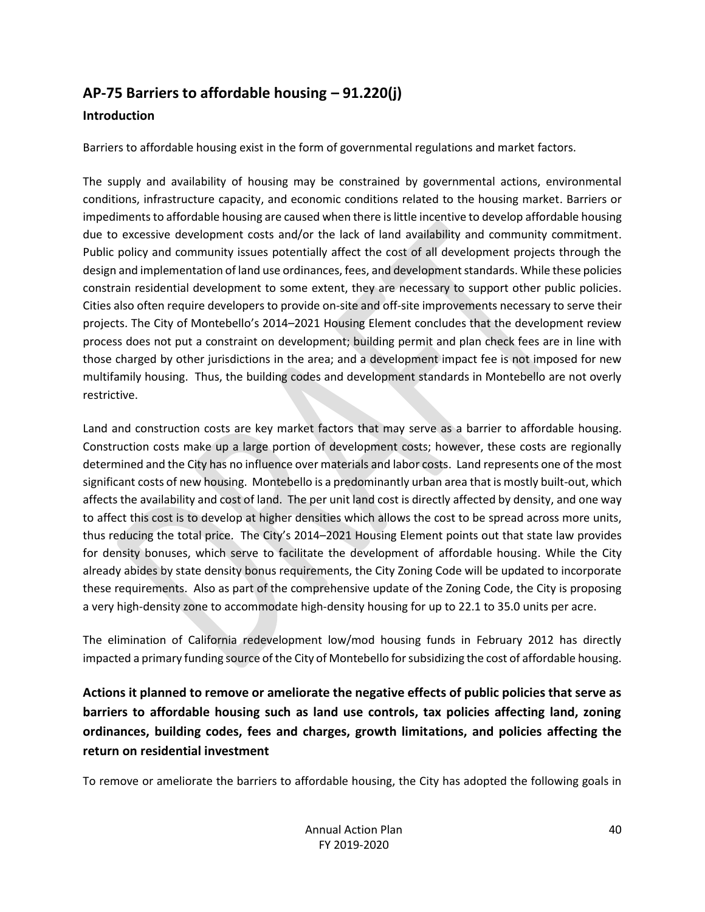## AP-75 Barriers to affordable housing – 91.220(j)

### Introduction

Barriers to affordable housing exist in the form of governmental regulations and market factors.

The supply and availability of housing may be constrained by governmental actions, environmental conditions, infrastructure capacity, and economic conditions related to the housing market. Barriers or impediments to affordable housing are caused when there is little incentive to develop affordable housing due to excessive development costs and/or the lack of land availability and community commitment. Public policy and community issues potentially affect the cost of all development projects through the design and implementation of land use ordinances, fees, and development standards. While these policies constrain residential development to some extent, they are necessary to support other public policies. Cities also often require developers to provide on-site and off-site improvements necessary to serve their projects. The City of Montebello's 2014–2021 Housing Element concludes that the development review process does not put a constraint on development; building permit and plan check fees are in line with those charged by other jurisdictions in the area; and a development impact fee is not imposed for new multifamily housing. Thus, the building codes and development standards in Montebello are not overly restrictive.

Land and construction costs are key market factors that may serve as a barrier to affordable housing. Construction costs make up a large portion of development costs; however, these costs are regionally determined and the City has no influence over materials and labor costs. Land represents one of the most significant costs of new housing. Montebello is a predominantly urban area that is mostly built-out, which affects the availability and cost of land. The per unit land cost is directly affected by density, and one way to affect this cost is to develop at higher densities which allows the cost to be spread across more units, thus reducing the total price. The City's 2014–2021 Housing Element points out that state law provides for density bonuses, which serve to facilitate the development of affordable housing. While the City already abides by state density bonus requirements, the City Zoning Code will be updated to incorporate these requirements. Also as part of the comprehensive update of the Zoning Code, the City is proposing a very high-density zone to accommodate high-density housing for up to 22.1 to 35.0 units per acre.

The elimination of California redevelopment low/mod housing funds in February 2012 has directly impacted a primary funding source of the City of Montebello for subsidizing the cost of affordable housing.

### Actions it planned to remove or ameliorate the negative effects of public policies that serve as barriers to affordable housing such as land use controls, tax policies affecting land, zoning ordinances, building codes, fees and charges, growth limitations, and policies affecting the return on residential investment

To remove or ameliorate the barriers to affordable housing, the City has adopted the following goals in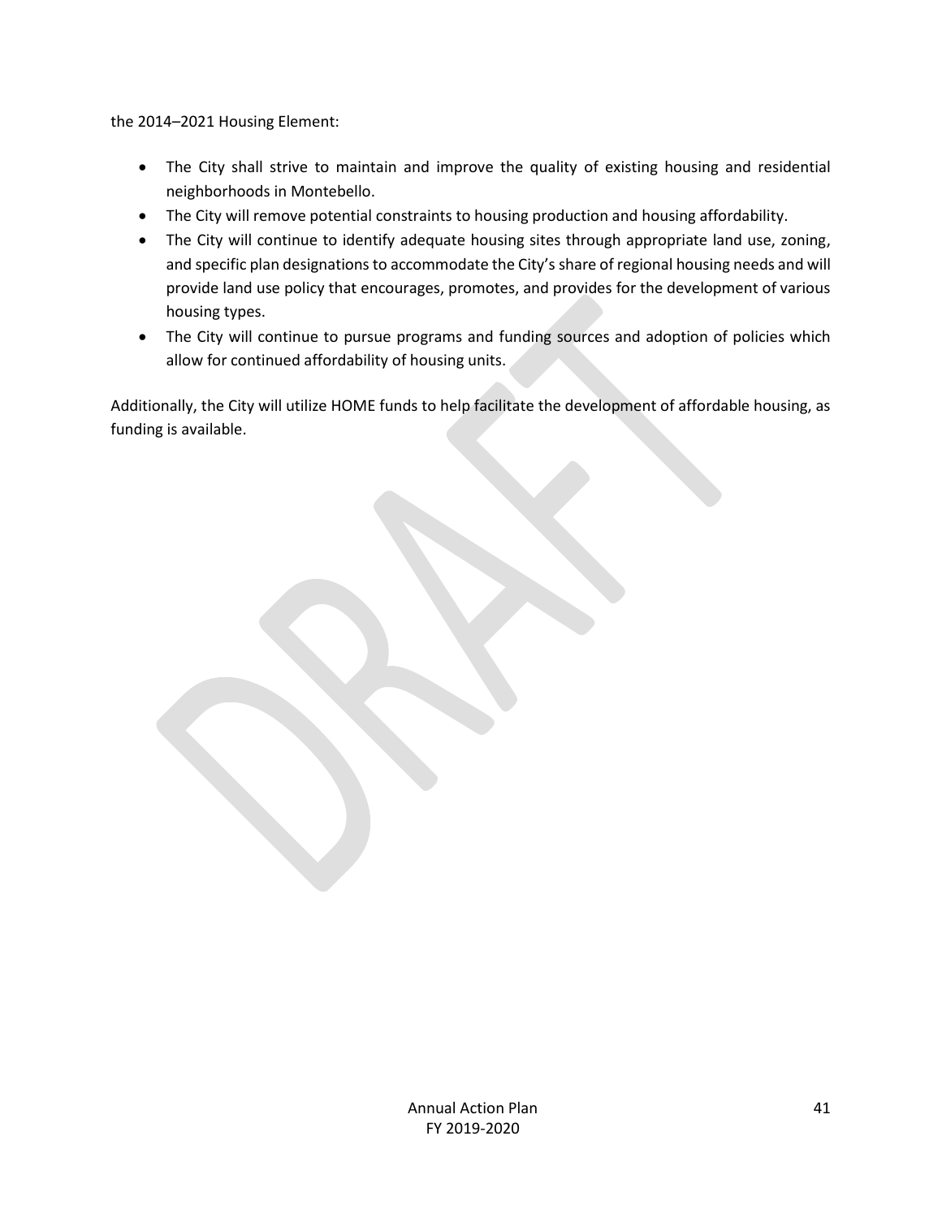the 2014–2021 Housing Element:

- The City shall strive to maintain and improve the quality of existing housing and residential neighborhoods in Montebello.
- The City will remove potential constraints to housing production and housing affordability.
- The City will continue to identify adequate housing sites through appropriate land use, zoning, and specific plan designations to accommodate the City's share of regional housing needs and will provide land use policy that encourages, promotes, and provides for the development of various housing types.
- The City will continue to pursue programs and funding sources and adoption of policies which allow for continued affordability of housing units.

Additionally, the City will utilize HOME funds to help facilitate the development of affordable housing, as funding is available.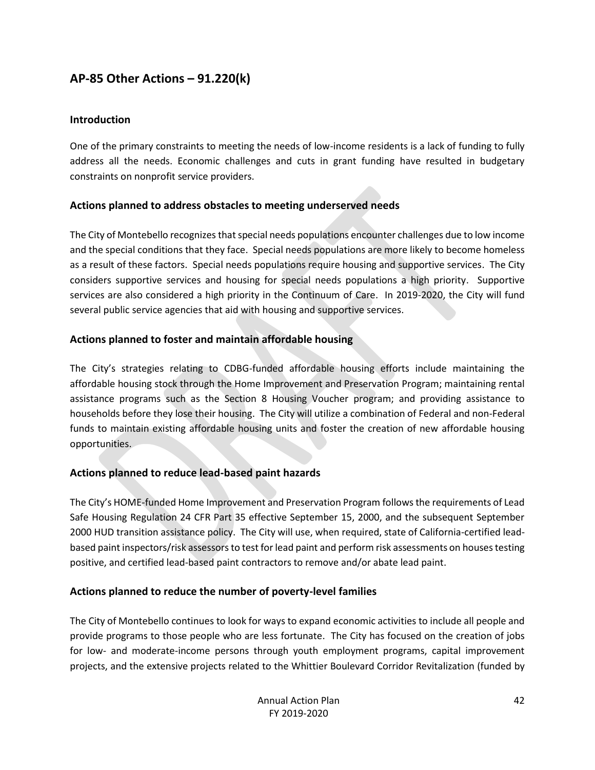## AP-85 Other Actions – 91.220(k)

### Introduction

One of the primary constraints to meeting the needs of low-income residents is a lack of funding to fully address all the needs. Economic challenges and cuts in grant funding have resulted in budgetary constraints on nonprofit service providers.

### Actions planned to address obstacles to meeting underserved needs

The City of Montebello recognizes that special needs populations encounter challenges due to low income and the special conditions that they face. Special needs populations are more likely to become homeless as a result of these factors. Special needs populations require housing and supportive services. The City considers supportive services and housing for special needs populations a high priority. Supportive services are also considered a high priority in the Continuum of Care. In 2019-2020, the City will fund several public service agencies that aid with housing and supportive services.

### Actions planned to foster and maintain affordable housing

The City's strategies relating to CDBG-funded affordable housing efforts include maintaining the affordable housing stock through the Home Improvement and Preservation Program; maintaining rental assistance programs such as the Section 8 Housing Voucher program; and providing assistance to households before they lose their housing. The City will utilize a combination of Federal and non-Federal funds to maintain existing affordable housing units and foster the creation of new affordable housing opportunities.

### Actions planned to reduce lead-based paint hazards

The City's HOME-funded Home Improvement and Preservation Program follows the requirements of Lead Safe Housing Regulation 24 CFR Part 35 effective September 15, 2000, and the subsequent September 2000 HUD transition assistance policy. The City will use, when required, state of California-certified lead-based paint inspectors/risk assessors to test for lead paint and perform risk assessments on houses testing positive, and certified lead-based paint contractors to remove and/or abate lead paint.

### Actions planned to reduce the number of poverty-level families

The City of Montebello continues to look for ways to expand economic activities to include all people and provide programs to those people who are less fortunate. The City has focused on the creation of jobs for low- and moderate-income persons through youth employment programs, capital improvement projects, and the extensive projects related to the Whittier Boulevard Corridor Revitalization (funded by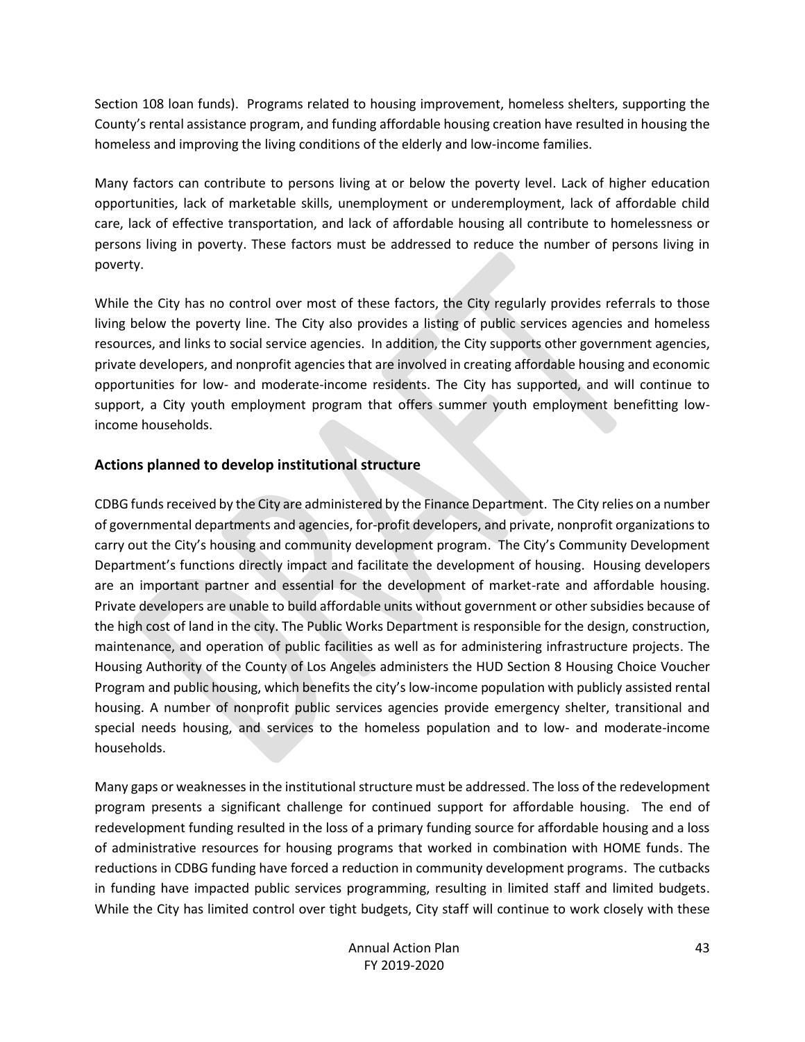Section 108 loan funds). Programs related to housing improvement, homeless shelters, supporting the County's rental assistance program, and funding affordable housing creation have resulted in housing the homeless and improving the living conditions of the elderly and low-income families.

Many factors can contribute to persons living at or below the poverty level. Lack of higher education opportunities, lack of marketable skills, unemployment or underemployment, lack of affordable child care, lack of effective transportation, and lack of affordable housing all contribute to homelessness or persons living in poverty. These factors must be addressed to reduce the number of persons living in poverty.

While the City has no control over most of these factors, the City regularly provides referrals to those living below the poverty line. The City also provides a listing of public services agencies and homeless resources, and links to social service agencies. In addition, the City supports other government agencies, private developers, and nonprofit agencies that are involved in creating affordable housing and economic opportunities for low- and moderate-income residents. The City has supported, and will continue to support, a City youth employment program that offers summer youth employment benefitting low-income households.

### Actions planned to develop institutional structure

CDBG funds received by the City are administered by the Finance Department. The City relies on a number of governmental departments and agencies, for-profit developers, and private, nonprofit organizations to carry out the City's housing and community development program. The City's Community Development Department's functions directly impact and facilitate the development of housing. Housing developers are an important partner and essential for the development of market-rate and affordable housing. Private developers are unable to build affordable units without government or other subsidies because of the high cost of land in the city. The Public Works Department is responsible for the design, construction, maintenance, and operation of public facilities as well as for administering infrastructure projects. The Housing Authority of the County of Los Angeles administers the HUD Section 8 Housing Choice Voucher Program and public housing, which benefits the city's low-income population with publicly assisted rental housing. A number of nonprofit public services agencies provide emergency shelter, transitional and special needs housing, and services to the homeless population and to low- and moderate-income households.

Many gaps or weaknesses in the institutional structure must be addressed. The loss of the redevelopment program presents a significant challenge for continued support for affordable housing. The end of redevelopment funding resulted in the loss of a primary funding source for affordable housing and a loss of administrative resources for housing programs that worked in combination with HOME funds. The reductions in CDBG funding have forced a reduction in community development programs. The cutbacks in funding have impacted public services programming, resulting in limited staff and limited budgets. While the City has limited control over tight budgets, City staff will continue to work closely with these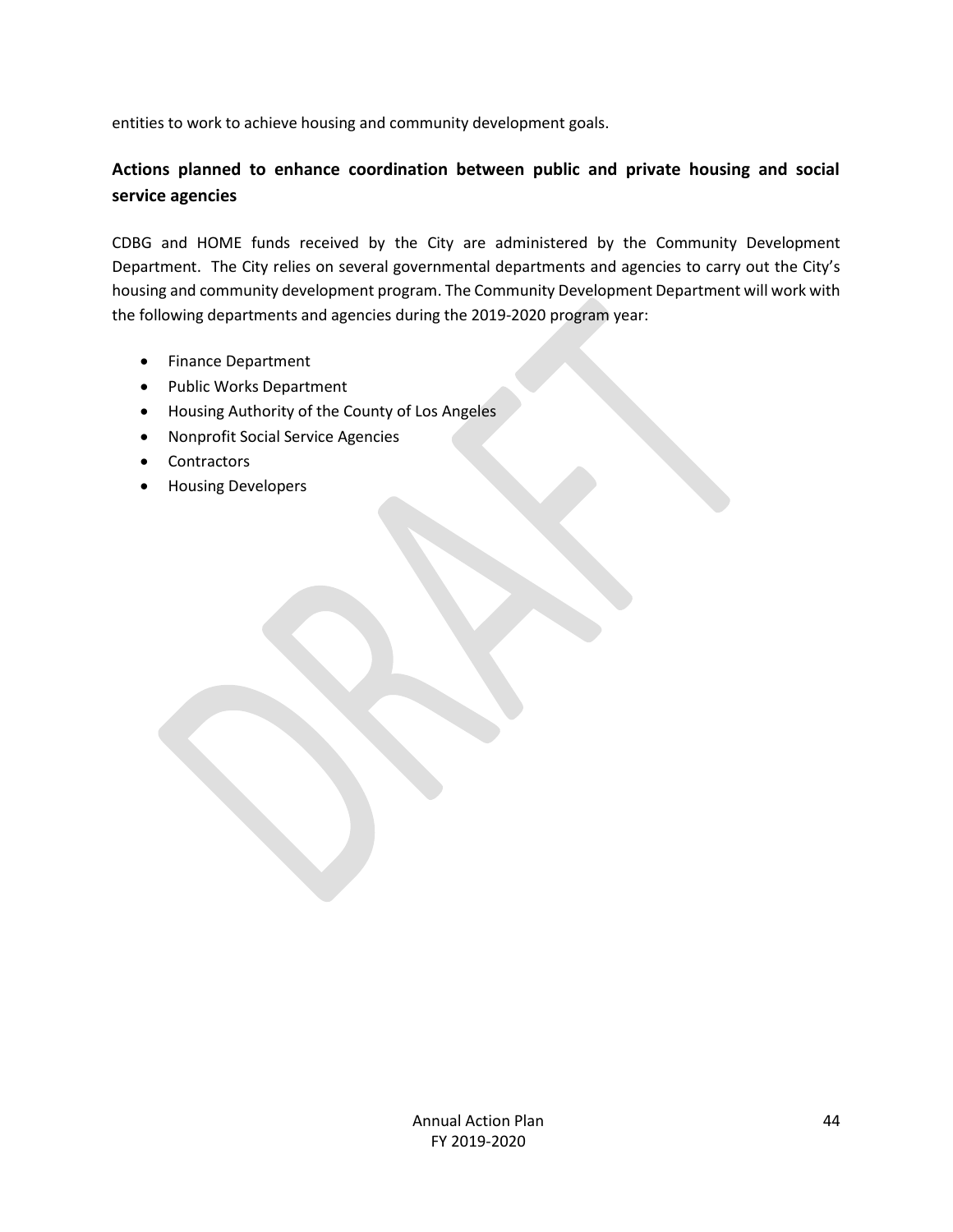entities to work to achieve housing and community development goals.

## Actions planned to enhance coordination between public and private housing and social service agencies

CDBG and HOME funds received by the City are administered by the Community Development Department. The City relies on several governmental departments and agencies to carry out the City's housing and community development program. The Community Development Department will work with the following departments and agencies during the 2019-2020 program year:

- Finance Department
- Public Works Department
- Housing Authority of the County of Los Angeles
- Nonprofit Social Service Agencies
- Contractors
- Housing Developers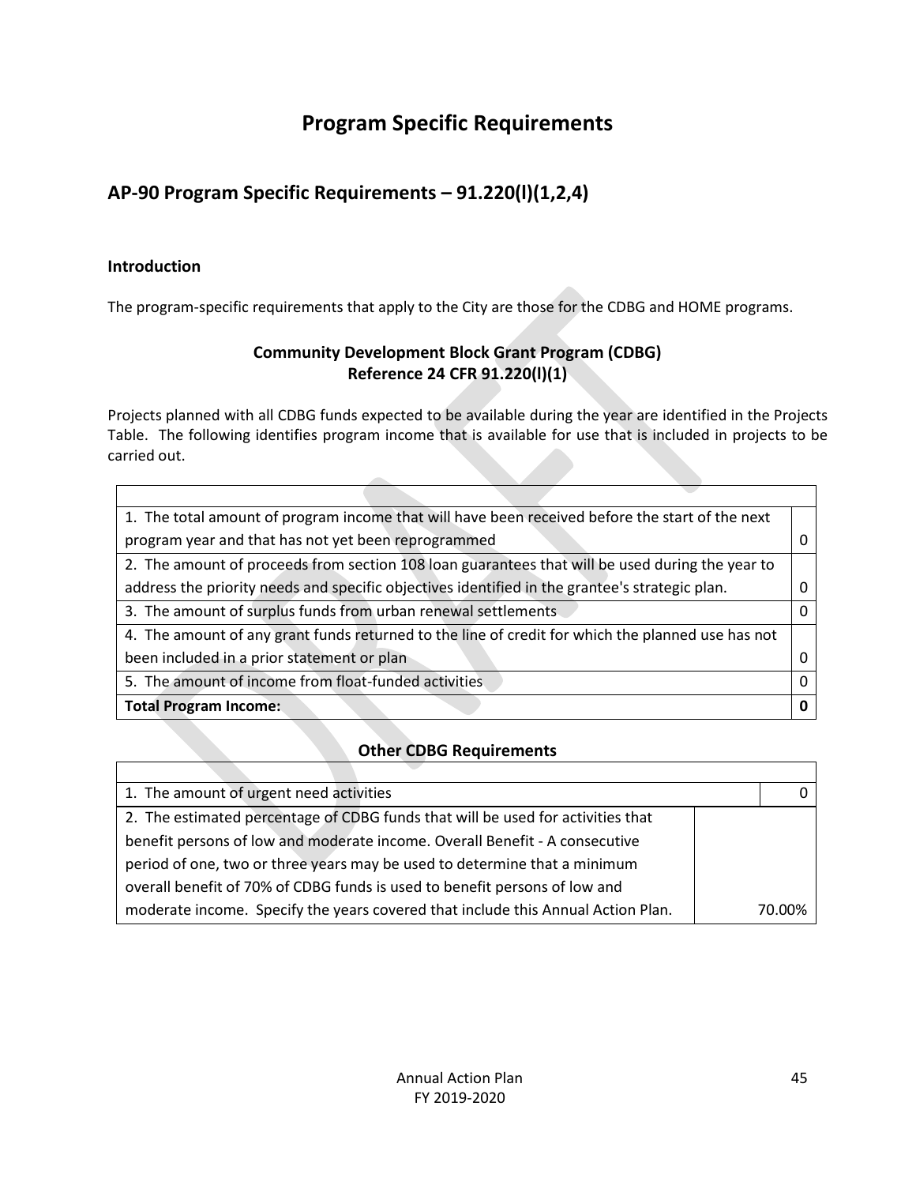# Program Specific Requirements

## AP-90 Program Specific Requirements – 91.220(l)(1,2,4)

### Introduction

The program-specific requirements that apply to the City are those for the CDBG and HOME programs.

**Community Development Block Grant Program (CDBG)**
**Reference 24 CFR 91.220(l)(1)**

Projects planned with all CDBG funds expected to be available during the year are identified in the Projects Table. The following identifies program income that is available for use that is included in projects to be carried out.

| | |
|---|---|
| 1. The total amount of program income that will have been received before the start of the next program year and that has not yet been reprogrammed | 0 |
| 2. The amount of proceeds from section 108 loan guarantees that will be used during the year to address the priority needs and specific objectives identified in the grantee's strategic plan. | 0 |
| 3. The amount of surplus funds from urban renewal settlements | 0 |
| 4. The amount of any grant funds returned to the line of credit for which the planned use has not been included in a prior statement or plan | 0 |
| 5. The amount of income from float-funded activities | 0 |
| **Total Program Income:** | **0** |

**Other CDBG Requirements**

| | |
|---|---|
| 1. The amount of urgent need activities | 0 |
| 2. The estimated percentage of CDBG funds that will be used for activities that benefit persons of low and moderate income. Overall Benefit - A consecutive period of one, two or three years may be used to determine that a minimum overall benefit of 70% of CDBG funds is used to benefit persons of low and moderate income. Specify the years covered that include this Annual Action Plan. | 70.00% |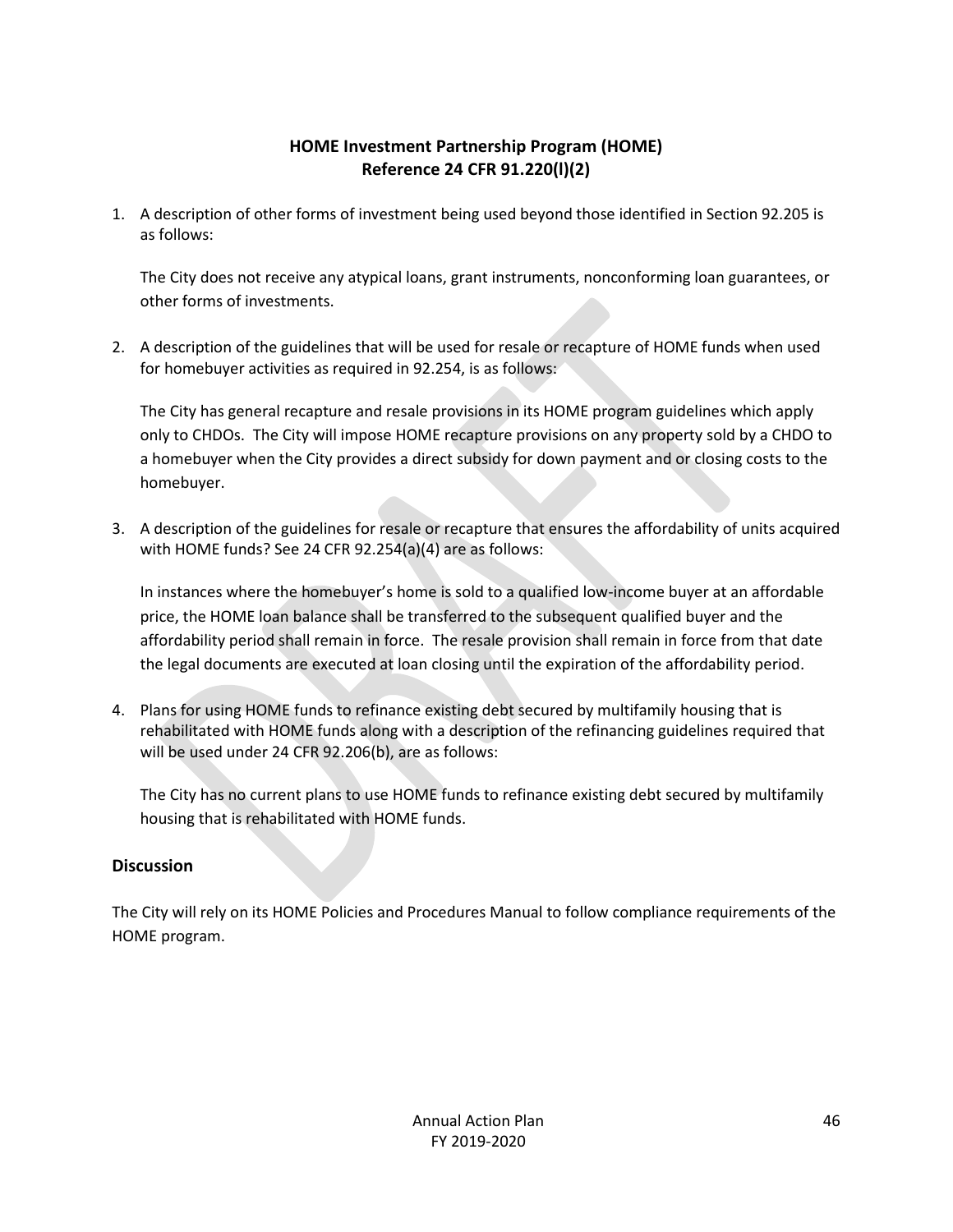## HOME Investment Partnership Program (HOME)
## Reference 24 CFR 91.220(l)(2)

1. A description of other forms of investment being used beyond those identified in Section 92.205 is as follows:

   The City does not receive any atypical loans, grant instruments, nonconforming loan guarantees, or other forms of investments.

2. A description of the guidelines that will be used for resale or recapture of HOME funds when used for homebuyer activities as required in 92.254, is as follows:

   The City has general recapture and resale provisions in its HOME program guidelines which apply only to CHDOs. The City will impose HOME recapture provisions on any property sold by a CHDO to a homebuyer when the City provides a direct subsidy for down payment and or closing costs to the homebuyer.

3. A description of the guidelines for resale or recapture that ensures the affordability of units acquired with HOME funds? See 24 CFR 92.254(a)(4) are as follows:

   In instances where the homebuyer's home is sold to a qualified low-income buyer at an affordable price, the HOME loan balance shall be transferred to the subsequent qualified buyer and the affordability period shall remain in force. The resale provision shall remain in force from that date the legal documents are executed at loan closing until the expiration of the affordability period.

4. Plans for using HOME funds to refinance existing debt secured by multifamily housing that is rehabilitated with HOME funds along with a description of the refinancing guidelines required that will be used under 24 CFR 92.206(b), are as follows:

   The City has no current plans to use HOME funds to refinance existing debt secured by multifamily housing that is rehabilitated with HOME funds.

### Discussion

The City will rely on its HOME Policies and Procedures Manual to follow compliance requirements of the HOME program.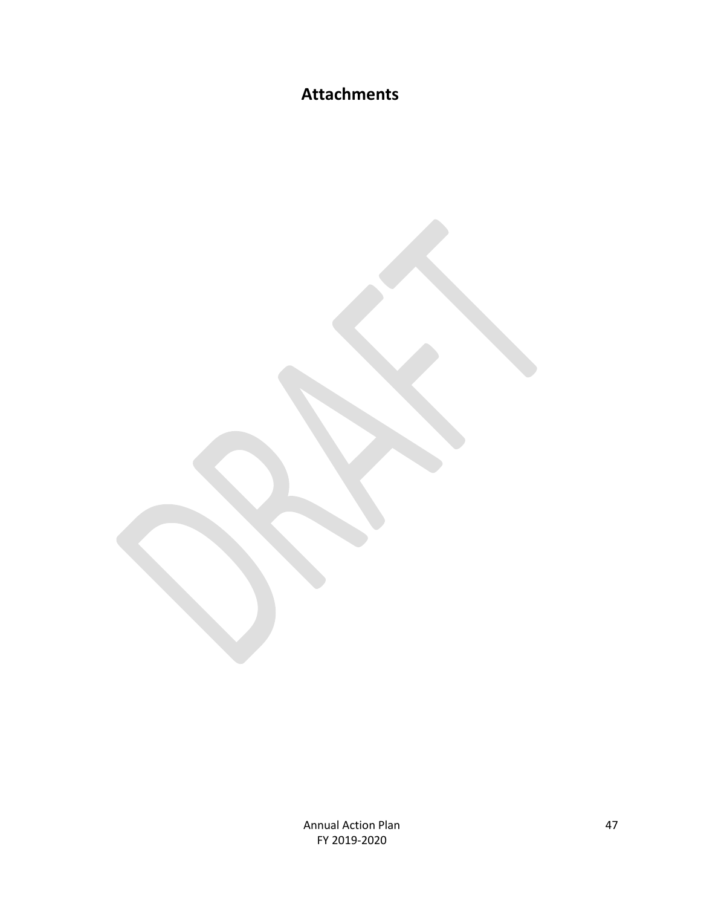# Attachments